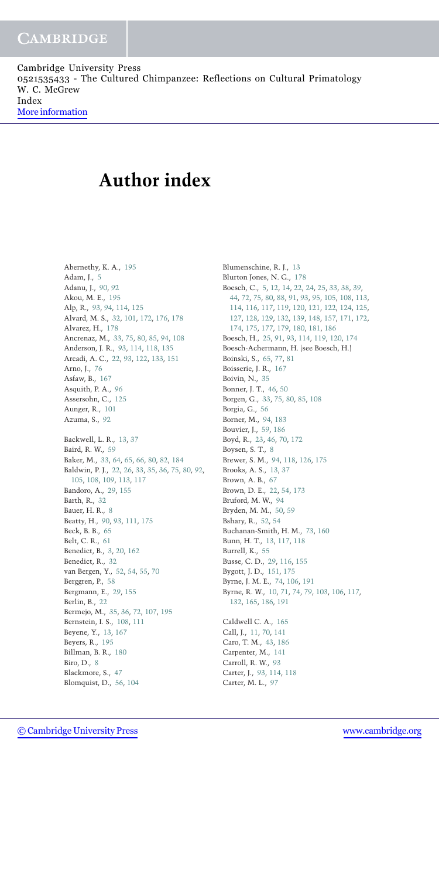Cambridge University Press
0521535433 - The Cultured Chimpanzee: Reflections on Cultural Primatology
W. C. McGrew
Index
More information

# Author index

Abernethy, K. A., 195
Adam, J., 5
Adanu, J., 90, 92
Akou, M. E., 195
Alp, R., 93, 94, 114, 125
Alvard, M. S., 32, 101, 172, 176, 178
Alvarez, H., 178
Ancrenaz, M., 33, 75, 80, 85, 94, 108
Anderson, J. R., 93, 114, 118, 135
Arcadi, A. C., 22, 93, 122, 133, 151
Arno, J., 76
Asfaw, B., 167
Asquith, P. A., 96
Assersohn, C., 125
Aunger, R., 101
Azuma, S., 92

Backwell, L. R., 13, 37
Baird, R. W., 59
Baker, M., 33, 64, 65, 66, 80, 82, 184
Baldwin, P. J., 22, 26, 33, 35, 36, 75, 80, 92, 105, 108, 109, 113, 117
Bandoro, A., 29, 155
Barth, R., 32
Bauer, H. R., 8
Beatty, H., 90, 93, 111, 175
Beck, B. B., 65
Belt, C. R., 61
Benedict, B., 3, 20, 162
Benedict, R., 32
van Bergen, Y., 52, 54, 55, 70
Berggren, P., 58
Bergmann, E., 29, 155
Berlin, B., 22
Bermejo, M., 35, 36, 72, 107, 195
Bernstein, I. S., 108, 111
Beyene, Y., 13, 167
Beyers, R., 195
Billman, B. R., 180
Biro, D., 8
Blackmore, S., 47
Blomquist, D., 56, 104
Blumenschine, R. J., 13
Blurton Jones, N. G., 178
Boesch, C., 5, 12, 14, 22, 24, 25, 33, 38, 39, 44, 72, 75, 80, 88, 91, 93, 95, 105, 108, 113, 114, 116, 117, 119, 120, 121, 122, 124, 125, 127, 128, 129, 132, 139, 148, 157, 171, 172, 174, 175, 177, 179, 180, 181, 186
Boesch, H., 25, 91, 93, 114, 119, 120, 174
Boesch-Achermann, H. (see Boesch, H.)
Boinski, S., 65, 77, 81
Boisserie, J. R., 167
Boivin, N., 35
Bonner, J. T., 46, 50
Borgen, G., 33, 75, 80, 85, 108
Borgia, G., 56
Borner, M., 94, 183
Bouvier, J., 59, 186
Boyd, R., 23, 46, 70, 172
Boysen, S. T., 8
Brewer, S. M., 94, 118, 126, 175
Brooks, A. S., 13, 37
Brown, A. B., 67
Brown, D. E., 22, 54, 173
Bruford, M. W., 94
Bryden, M. M., 50, 59
Bshary, R., 52, 54
Buchanan-Smith, H. M., 73, 160
Bunn, H. T., 13, 117, 118
Burrell, K., 55
Busse, C. D., 29, 116, 155
Bygott, J. D., 151, 175
Byrne, J. M. E., 74, 106, 191
Byrne, R. W., 10, 71, 74, 79, 103, 106, 117, 132, 165, 186, 191

Caldwell C. A., 165
Call, J., 11, 70, 141
Caro, T. M., 43, 186
Carpenter, M., 141
Carroll, R. W., 93
Carter, J., 93, 114, 118
Carter, M. L., 97

© Cambridge University Press www.cambridge.org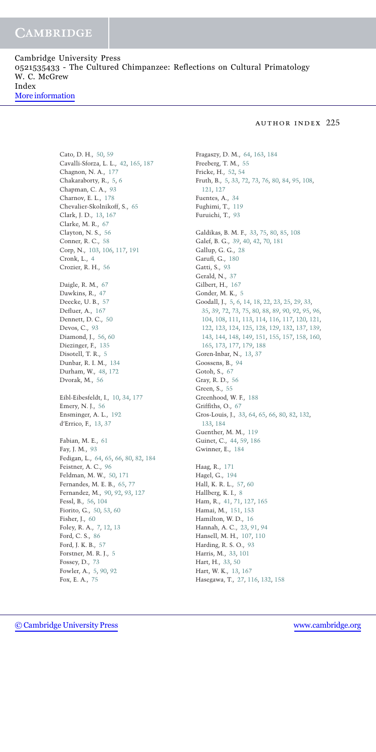Cato, D. H., 50, 59
Cavalli-Sforza, L. L., 42, 165, 187
Chagnon, N. A., 177
Chakaraborty, R., 5, 6
Chapman, C. A., 93
Charnov, E. L., 178
Chevalier-Skolnikoff, S., 65
Clark, J. D., 13, 167
Clarke, M. R., 67
Clayton, N. S., 56
Conner, R. C., 58
Corp, N., 103, 106, 117, 191
Cronk, L., 4
Crozier, R. H., 56

Daigle, R. M., 67
Dawkins, R., 47
Deecke, U. B., 57
Defluer, A., 167
Dennett, D. C., 50
Devos, C., 93
Diamond, J., 56, 60
Diezinger, F., 135
Disotell, T. R., 5
Dunbar, R. I. M., 134
Durham, W., 48, 172
Dvorak, M., 56

Eibl-Eibesfeldt, I., 10, 34, 177
Emery, N. J., 56
Ensminger, A. L., 192
d'Errico, F., 13, 37

Fabian, M. E., 61
Fay, J. M., 93
Fedigan, L., 64, 65, 66, 80, 82, 184
Feistner, A. C., 96
Feldman, M. W., 50, 171
Fernandes, M. E. B., 65, 77
Fernandez, M., 90, 92, 93, 127
Fessl, B., 56, 104
Fiorito, G., 50, 53, 60
Fisher, J., 60
Foley, R. A., 7, 12, 13
Ford, C. S., 86
Ford, J. K. B., 57
Forstner, M. R. J., 5
Fossey, D., 73
Fowler, A., 5, 90, 92
Fox, E. A., 75

Fragaszy, D. M., 64, 163, 184
Freeberg, T. M., 55
Fricke, H., 52, 54
Fruth, B., 5, 33, 72, 73, 76, 80, 84, 95, 108, 121, 127
Fuentes, A., 34
Fughimi, T., 119
Furuichi, T., 93

Galdikas, B. M. F., 33, 75, 80, 85, 108
Galef, B. G., 39, 40, 42, 70, 181
Gallup, G. G., 28
Garufi, G., 180
Gatti, S., 93
Gerald, N., 37
Gilbert, H., 167
Gonder, M. K., 5
Goodall, J., 5, 6, 14, 18, 22, 23, 25, 29, 33, 35, 39, 72, 73, 75, 80, 88, 89, 90, 92, 95, 96, 104, 108, 111, 113, 114, 116, 117, 120, 121, 122, 123, 124, 125, 128, 129, 132, 137, 139, 143, 144, 148, 149, 151, 155, 157, 158, 160, 165, 173, 177, 179, 188
Goren-Inbar, N., 13, 37
Goossens, B., 94
Gotoh, S., 67
Gray, R. D., 56
Green, S., 55
Greenhood, W. F., 188
Griffiths, O., 67
Gros-Louis, J., 33, 64, 65, 66, 80, 82, 132, 133, 184
Guenther, M. M., 119
Guinet, C., 44, 59, 186
Gwinner, E., 184

Haag, R., 171
Hagel, G., 194
Hall, K. R. L., 57, 60
Hallberg, K. I., 8
Ham, R., 41, 71, 127, 165
Hamai, M., 151, 153
Hamilton, W. D., 16
Hannah, A. C., 23, 91, 94
Hansell, M. H., 107, 110
Harding, R. S. O., 93
Harris, M., 33, 101
Hart, H., 33, 50
Hart, W. K., 13, 167
Hasegawa, T., 27, 116, 132, 158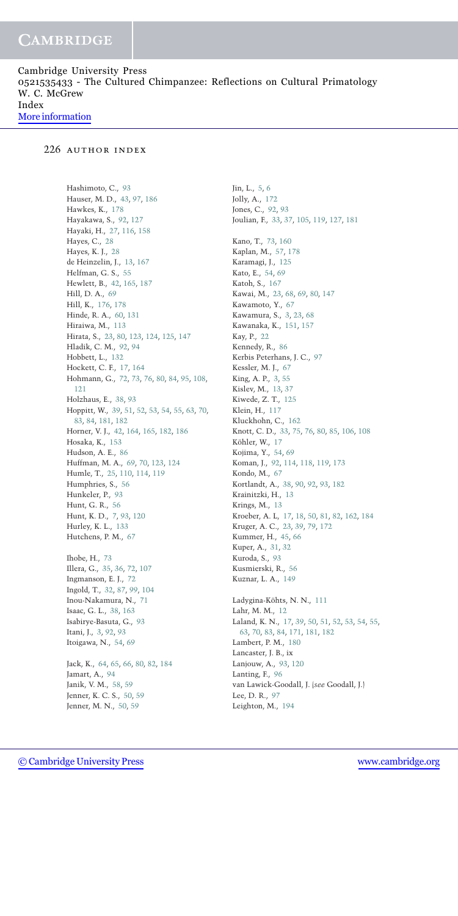Hashimoto, C., 93
Hauser, M. D., 43, 97, 186
Hawkes, K., 178
Hayakawa, S., 92, 127
Hayaki, H., 27, 116, 158
Hayes, C., 28
Hayes, K. J., 28
de Heinzelin, J., 13, 167
Helfman, G. S., 55
Hewlett, B., 42, 165, 187
Hill, D. A., 69
Hill, K., 176, 178
Hinde, R. A., 60, 131
Hiraiwa, M., 113
Hirata, S., 23, 80, 123, 124, 125, 147
Hladik, C. M., 92, 94
Hobbett, L., 132
Hockett, C. F., 17, 164
Hohmann, G., 72, 73, 76, 80, 84, 95, 108, 121
Holzhaus, E., 38, 93
Hoppitt, W., 39, 51, 52, 53, 54, 55, 63, 70, 83, 84, 181, 182
Horner, V. J., 42, 164, 165, 182, 186
Hosaka, K., 153
Hudson, A. E., 86
Huffman, M. A., 69, 70, 123, 124
Humle, T., 25, 110, 114, 119
Humphries, S., 56
Hunkeler, P., 93
Hunt, G. R., 56
Hunt, K. D., 7, 93, 120
Hurley, K. L., 133
Hutchens, P. M., 67

Ihobe, H., 73
Illera, G., 35, 36, 72, 107
Ingmanson, E. J., 72
Ingold, T., 32, 87, 99, 104
Inou-Nakamura, N., 71
Isaac, G. L., 38, 163
Isabirye-Basuta, G., 93
Itani, J., 3, 92, 93
Itoigawa, N., 54, 69

Jack, K., 64, 65, 66, 80, 82, 184
Jamart, A., 94
Janik, V. M., 58, 59
Jenner, K. C. S., 50, 59
Jenner, M. N., 50, 59
Jin, L., 5, 6
Jolly, A., 172
Jones, C., 92, 93
Joulian, F., 33, 37, 105, 119, 127, 181

Kano, T., 73, 160
Kaplan, M., 57, 178
Karamagi, J., 125
Kato, E., 54, 69
Katoh, S., 167
Kawai, M., 23, 68, 69, 80, 147
Kawamoto, Y., 67
Kawamura, S., 3, 23, 68
Kawanaka, K., 151, 157
Kay, P., 22
Kennedy, R., 86
Kerbis Peterhans, J. C., 97
Kessler, M. J., 67
King, A. P., 3, 55
Kislev, M., 13, 37
Kiwede, Z. T., 125
Klein, H., 117
Kluckhohn, C., 162
Knott, C. D., 33, 75, 76, 80, 85, 106, 108
Köhler, W., 17
Kojima, Y., 54, 69
Koman, J., 92, 114, 118, 119, 173
Kondo, M., 67
Kortlandt, A., 38, 90, 92, 93, 182
Krainitzki, H., 13
Krings, M., 13
Kroeber, A. L, 17, 18, 50, 81, 82, 162, 184
Kruger, A. C., 23, 39, 79, 172
Kummer, H., 45, 66
Kuper, A., 31, 32
Kuroda, S., 93
Kusmierski, R., 56
Kuznar, L. A., 149

Ladygina-Köhts, N. N., 111
Lahr, M. M., 12
Laland, K. N., 17, 39, 50, 51, 52, 53, 54, 55, 63, 70, 83, 84, 171, 181, 182
Lambert, P. M., 180
Lancaster, J. B., ix
Lanjouw, A., 93, 120
Lanting, F., 96
van Lawick-Goodall, J. (*see* Goodall, J.)
Lee, D. R., 97
Leighton, M., 194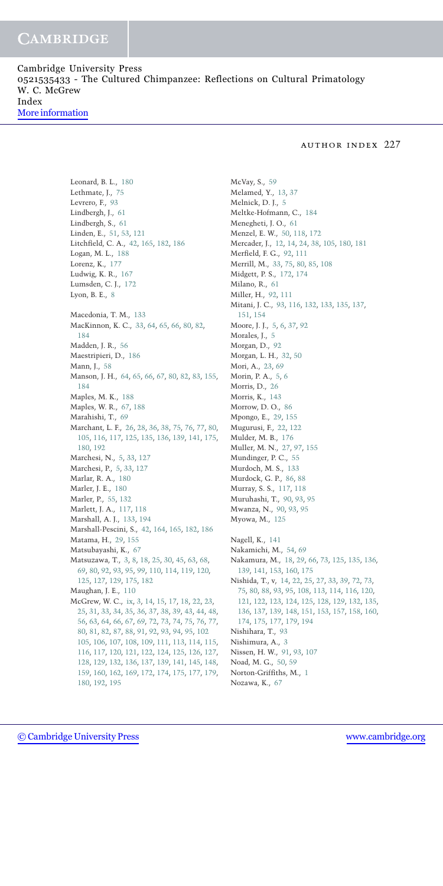Leonard, B. L., 180
Lethmate, J., 75
Levrero, F., 93
Lindbergh, J., 61
Lindbergh, S., 61
Linden, E., 51, 53, 121
Litchfield, C. A., 42, 165, 182, 186
Logan, M. L., 188
Lorenz, K., 177
Ludwig, K. R., 167
Lumsden, C. J., 172
Lyon, B. E., 8

Macedonia, T. M., 133
MacKinnon, K. C., 33, 64, 65, 66, 80, 82, 184
Madden, J. R., 56
Maestripieri, D., 186
Mann, J., 58
Manson, J. H., 64, 65, 66, 67, 80, 82, 83, 155, 184
Maples, M. K., 188
Maples, W. R., 67, 188
Marahishi, T., 69
Marchant, L. F., 26, 28, 36, 38, 75, 76, 77, 80, 105, 116, 117, 125, 135, 136, 139, 141, 175, 180, 192
Marchesi, N., 5, 33, 127
Marchesi, P., 5, 33, 127
Marlar, R. A., 180
Marler, J. E., 180
Marler, P., 55, 132
Marlett, J. A., 117, 118
Marshall, A. J., 133, 194
Marshall-Pescini, S., 42, 164, 165, 182, 186
Matama, H., 29, 155
Matsubayashi, K., 67
Matsuzawa, T., 3, 8, 18, 25, 30, 45, 63, 68, 69, 80, 92, 93, 95, 99, 110, 114, 119, 120, 125, 127, 129, 175, 182
Maughan, J. E., 110
McGrew, W. C., ix, 3, 14, 15, 17, 18, 22, 23, 25, 31, 33, 34, 35, 36, 37, 38, 39, 43, 44, 48, 56, 63, 64, 66, 67, 69, 72, 73, 74, 75, 76, 77, 80, 81, 82, 87, 88, 91, 92, 93, 94, 95, 102, 105, 106, 107, 108, 109, 111, 113, 114, 115, 116, 117, 120, 121, 122, 124, 125, 126, 127, 128, 129, 132, 136, 137, 139, 141, 145, 148, 159, 160, 162, 169, 172, 174, 175, 177, 179, 180, 192, 195
McVay, S., 59
Melamed, Y., 13, 37
Melnick, D. J., 5
Meltke-Hofmann, C., 184
Menegheti, J. O., 61
Menzel, E. W., 50, 118, 172
Mercader, J., 12, 14, 24, 38, 105, 180, 181
Merfield, F. G., 92, 111
Merrill, M., 33, 75, 80, 85, 108
Midgett, P. S., 172, 174
Milano, R., 61
Miller, H., 92, 111
Mitani, J. C., 93, 116, 132, 133, 135, 137, 151, 154
Moore, J. J., 5, 6, 37, 92
Morales, J., 5
Morgan, D., 92
Morgan, L. H., 32, 50
Mori, A., 23, 69
Morin, P. A., 5, 6
Morris, D., 26
Morris, K., 143
Morrow, D. O., 86
Mpongo, E., 29, 155
Mugurusi, F., 22, 122
Mulder, M. B., 176
Muller, M. N., 27, 97, 155
Mundinger, P. C., 55
Murdoch, M. S., 133
Murdock, G. P., 86, 88
Murray, S. S., 117, 118
Muruhashi, T., 90, 93, 95
Mwanza, N., 90, 93, 95
Myowa, M., 125

Nagell, K., 141
Nakamichi, M., 54, 69
Nakamura, M., 18, 29, 66, 73, 125, 135, 136, 139, 141, 153, 160, 175
Nishida, T., v, 14, 22, 25, 27, 33, 39, 72, 73, 75, 80, 88, 93, 95, 108, 113, 114, 116, 120, 121, 122, 123, 124, 125, 128, 129, 132, 135, 136, 137, 139, 148, 151, 153, 157, 158, 160, 174, 175, 177, 179, 194
Nishihara, T., 93
Nishimura, A., 3
Nissen, H. W., 91, 93, 107
Noad, M. G., 50, 59
Norton-Griffiths, M., 1
Nozawa, K., 67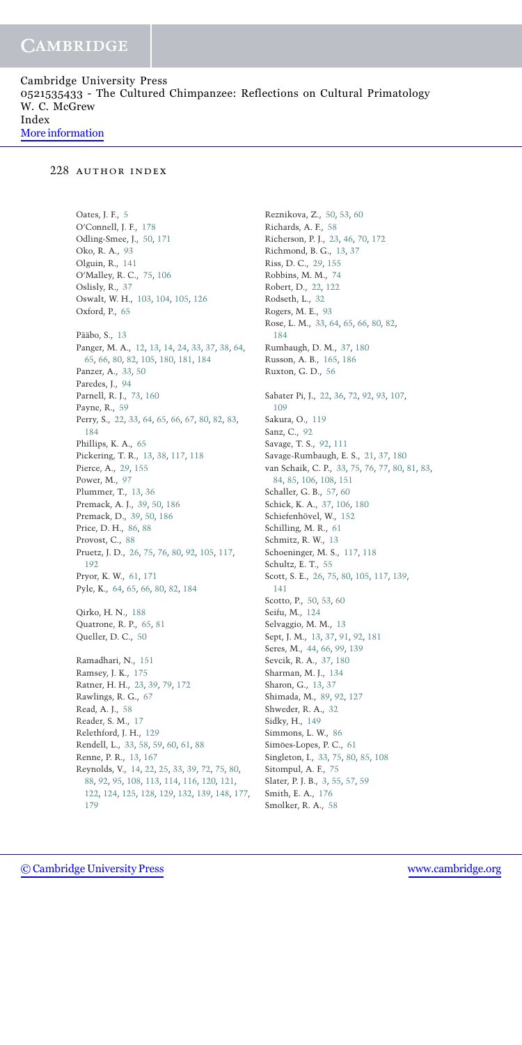Oates, J. F., 5
O'Connell, J. F., 178
Odling-Smee, J., 50, 171
Oko, R. A., 93
Olguin, R., 141
O'Malley, R. C., 75, 106
Oslisly, R., 37
Oswalt, W. H., 103, 104, 105, 126
Oxford, P., 65

Pääbo, S., 13
Panger, M. A., 12, 13, 14, 24, 33, 37, 38, 64, 65, 66, 80, 82, 105, 180, 181, 184
Panzer, A., 33, 50
Paredes, J., 94
Parnell, R. J., 73, 160
Payne, R., 59
Perry, S., 22, 33, 64, 65, 66, 67, 80, 82, 83, 184
Phillips, K. A., 65
Pickering, T. R., 13, 38, 117, 118
Pierce, A., 29, 155
Power, M., 97
Plummer, T., 13, 36
Premack, A. J., 39, 50, 186
Premack, D., 39, 50, 186
Price, D. H., 86, 88
Provost, C., 88
Pruetz, J. D., 26, 75, 76, 80, 92, 105, 117, 192
Pryor, K. W., 61, 171
Pyle, K., 64, 65, 66, 80, 82, 184

Qirko, H. N., 188
Quatrone, R. P., 65, 81
Queller, D. C., 50

Ramadhari, N., 151
Ramsey, J. K., 175
Ratner, H. H., 23, 39, 79, 172
Rawlings, R. G., 67
Read, A. J., 58
Reader, S. M., 17
Relethford, J. H., 129
Rendell, L., 33, 58, 59, 60, 61, 88
Renne, P. R., 13, 167
Reynolds, V., 14, 22, 25, 33, 39, 72, 75, 80, 88, 92, 95, 108, 113, 114, 116, 120, 121, 122, 124, 125, 128, 129, 132, 139, 148, 177, 179
Reznikova, Z., 50, 53, 60
Richards, A. F., 58
Richerson, P. J., 23, 46, 70, 172
Richmond, B. G., 13, 37
Riss, D. C., 29, 155
Robbins, M. M., 74
Robert, D., 22, 122
Rodseth, L., 32
Rogers, M. E., 93
Rose, L. M., 33, 64, 65, 66, 80, 82, 184
Rumbaugh, D. M., 37, 180
Russon, A. B., 165, 186
Ruxton, G. D., 56

Sabater Pi, J., 22, 36, 72, 92, 93, 107, 109
Sakura, O., 119
Sanz, C., 92
Savage, T. S., 92, 111
Savage-Rumbaugh, E. S., 21, 37, 180
van Schaik, C. P., 33, 75, 76, 77, 80, 81, 83, 84, 85, 106, 108, 151
Schaller, G. B., 57, 60
Schick, K. A., 37, 106, 180
Schiefenhövel, W., 152
Schilling, M. R., 61
Schmitz, R. W., 13
Schoeninger, M. S., 117, 118
Schultz, E. T., 55
Scott, S. E., 26, 75, 80, 105, 117, 139, 141
Scotto, P., 50, 53, 60
Seifu, M., 124
Selvaggio, M. M., 13
Sept, J. M., 13, 37, 91, 92, 181
Seres, M., 44, 66, 99, 139
Sevcik, R. A., 37, 180
Sharman, M. J., 134
Sharon, G., 13, 37
Shimada, M., 89, 92, 127
Shweder, R. A., 32
Sidky, H., 149
Simmons, L. W., 86
Simões-Lopes, P. C., 61
Singleton, I., 33, 75, 80, 85, 108
Sitompul, A. F., 75
Slater, P. J. B., 3, 55, 57, 59
Smith, E. A., 176
Smolker, R. A., 58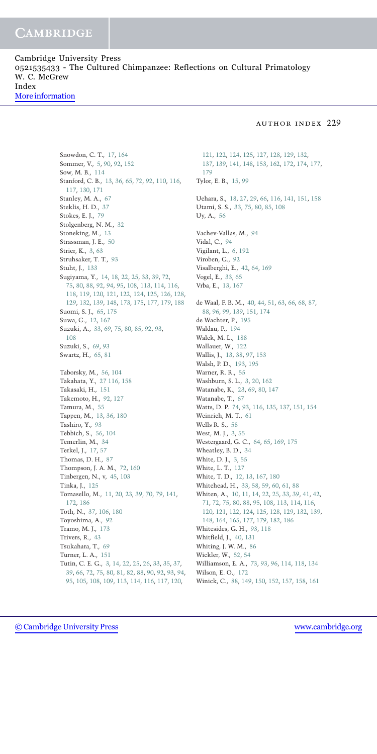Snowdon, C. T., 17, 164
Sommer, V., 5, 90, 92, 152
Sow, M. B., 114
Stanford, C. B., 13, 36, 65, 72, 92, 110, 116, 117, 130, 171
Stanley, M. A., 67
Steklis, H. D., 37
Stokes, E. J., 79
Stolgenberg, N. M., 32
Stoneking, M., 13
Strassman, J. E., 50
Strier, K., 3, 63
Struhsaker, T. T., 93
Stuht, J., 133
Sugiyama, Y., 14, 18, 22, 25, 33, 39, 72, 75, 80, 88, 92, 94, 95, 108, 113, 114, 116, 118, 119, 120, 121, 122, 124, 125, 126, 128, 129, 132, 139, 148, 173, 175, 177, 179, 188
Suomi, S. J., 65, 175
Suwa, G., 12, 167
Suzuki, A., 33, 69, 75, 80, 85, 92, 93, 108
Suzuki, S., 69, 93
Swartz, H., 65, 81

Taborsky, M., 56, 104
Takahata, Y., 27 116, 158
Takasaki, H., 151
Takemoto, H., 92, 127
Tamura, M., 55
Tappen, M., 13, 36, 180
Tashiro, Y., 93
Tebbich, S., 56, 104
Temerlin, M., 34
Terkel, J., 17, 57
Thomas, D. H., 87
Thompson, J. A. M., 72, 160
Tinbergen, N., v, 45, 103
Tinka, J., 125
Tomasello, M., 11, 20, 23, 39, 70, 79, 141, 172, 186
Toth, N., 37, 106, 180
Toyoshima, A., 92
Tramo, M. J., 173
Trivers, R., 43
Tsukahara, T., 69
Turner, L. A., 151
Tutin, C. E. G., 3, 14, 22, 25, 26, 33, 35, 37, 39, 66, 72, 75, 80, 81, 82, 88, 90, 92, 93, 94, 95, 105, 108, 109, 113, 114, 116, 117, 120, 121, 122, 124, 125, 127, 128, 129, 132, 137, 139, 141, 148, 153, 162, 172, 174, 177, 179
Tylor, E. B., 15, 99

Uehara, S., 18, 27, 29, 66, 116, 141, 151, 158
Utami, S. S., 33, 75, 80, 85, 108
Uy, A., 56

Vachev-Vallas, M., 94
Vidal, C., 94
Vigilant, L., 6, 192
Viroben, G., 92
Visalberghi, E., 42, 64, 169
Vogel, E., 33, 65
Vrba, E., 13, 167

de Waal, F. B. M., 40, 44, 51, 63, 66, 68, 87, 88, 96, 99, 139, 151, 174
de Wachter, P., 195
Waldau, P., 194
Walek, M. L., 188
Wallauer, W., 122
Wallis, J., 13, 38, 97, 153
Walsh, P. D., 193, 195
Warner, R. R., 55
Washburn, S. L., 3, 20, 162
Watanabe, K., 23, 69, 80, 147
Watanabe, T., 67
Watts, D. P. 74, 93, 116, 135, 137, 151, 154
Weinrich, M. T., 61
Wells R. S., 58
West, M. J., 3, 55
Westergaard, G. C., 64, 65, 169, 175
Wheatley, B. D., 34
White, D. J., 3, 55
White, L. T., 127
White, T. D., 12, 13, 167, 180
Whitehead, H., 33, 58, 59, 60, 61, 88
Whiten, A., 10, 11, 14, 22, 25, 33, 39, 41, 42, 71, 72, 75, 80, 88, 95, 108, 113, 114, 116, 120, 121, 122, 124, 125, 128, 129, 132, 139, 148, 164, 165, 177, 179, 182, 186
Whitesides, G. H., 93, 118
Whitfield, J., 40, 131
Whiting, J. W. M., 86
Wickler, W., 52, 54
Williamson, E. A., 73, 93, 96, 114, 118, 134
Wilson, E. O., 172
Winick, C., 88, 149, 150, 152, 157, 158, 161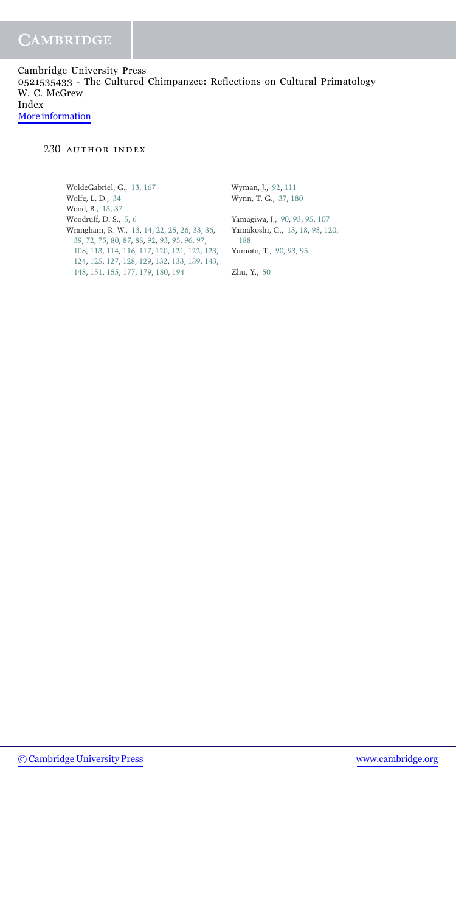WoldeGabriel, G., 13, 167
Wolfe, L. D., 34
Wood, B., 13, 37
Woodruff, D. S., 5, 6
Wrangham, R. W., 13, 14, 22, 25, 26, 33, 36, 39, 72, 75, 80, 87, 88, 92, 93, 95, 96, 97, 108, 113, 114, 116, 117, 120, 121, 122, 123, 124, 125, 127, 128, 129, 132, 133, 139, 143, 148, 151, 155, 177, 179, 180, 194
Wyman, J., 92, 111
Wynn, T. G., 37, 180

Yamagiwa, J., 90, 93, 95, 107
Yamakoshi, G., 13, 18, 93, 120, 188
Yumoto, T., 90, 93, 95

Zhu, Y., 50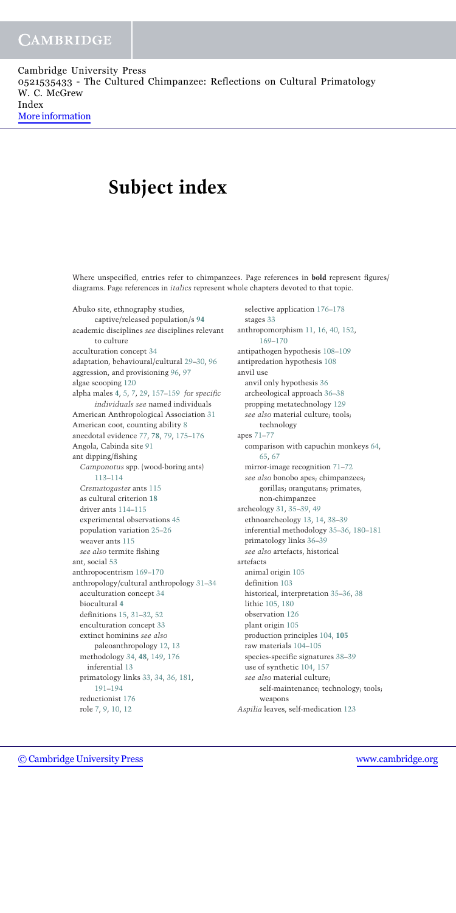# Subject index

Where unspecified, entries refer to chimpanzees. Page references in **bold** represent figures/diagrams. Page references in *italics* represent whole chapters devoted to that topic.

Abuko site, ethnography studies, captive/released population/s **94**
academic disciplines *see* disciplines relevant to culture
acculturation concept 34
adaptation, behavioural/cultural 29–30, 96
aggression, and provisioning 96, 97
algae scooping 120
alpha males **4**, 5, 7, 29, 157–159 *for specific individuals see* named individuals
American Anthropological Association 31
American coot, counting ability 8
anecdotal evidence 77, **78**, 79, 175–176
Angola, Cabinda site 91
ant dipping/fishing
  *Camponotus* spp. (wood-boring ants) 113–114
  *Crematogaster* ants 115
  as cultural criterion **18**
  driver ants 114–115
  experimental observations 45
  population variation 25–26
  weaver ants 115
  *see also* termite fishing
ant, social 53
anthropocentrism 169–170
anthropology/cultural anthropology 31–34
  acculturation concept 34
  biocultural **4**
  definitions 15, 31–32, 52
  enculturation concept 33
  extinct hominins *see also* paleoanthropology 12, 13
  methodology 34, **48**, 149, 176
    inferential 13
  primatology links 33, 34, 36, 181, 191–194
  reductionist 176
  role 7, 9, 10, 12
  selective application 176–178
  stages 33
anthropomorphism 11, 16, 40, 152, 169–170
antipathogen hypothesis 108–109
antipredation hypothesis 108
anvil use
  anvil only hypothesis 36
  archeological approach 36–38
  propping metatechnology 129
  *see also* material culture; tools; technology
apes 71–77
  comparison with capuchin monkeys 64, 65, 67
  mirror-image recognition 71–72
  *see also* bonobo apes; chimpanzees; gorillas; orangutans; primates, non-chimpanzee
archeology 31, 35–39, 49
  ethnoarcheology 13, 14, 38–39
  inferential methodology 35–36, 180–181
  primatology links 36–39
  *see also* artefacts, historical
artefacts
  animal origin 105
  definition 103
  historical, interpretation 35–36, 38
  lithic 105, 180
  observation 126
  plant origin 105
  production principles 104, **105**
  raw materials 104–105
  species-specific signatures 38–39
  use of synthetic 104, 157
  *see also* material culture; self-maintenance; technology; tools; weapons
*Aspilia* leaves, self-medication 123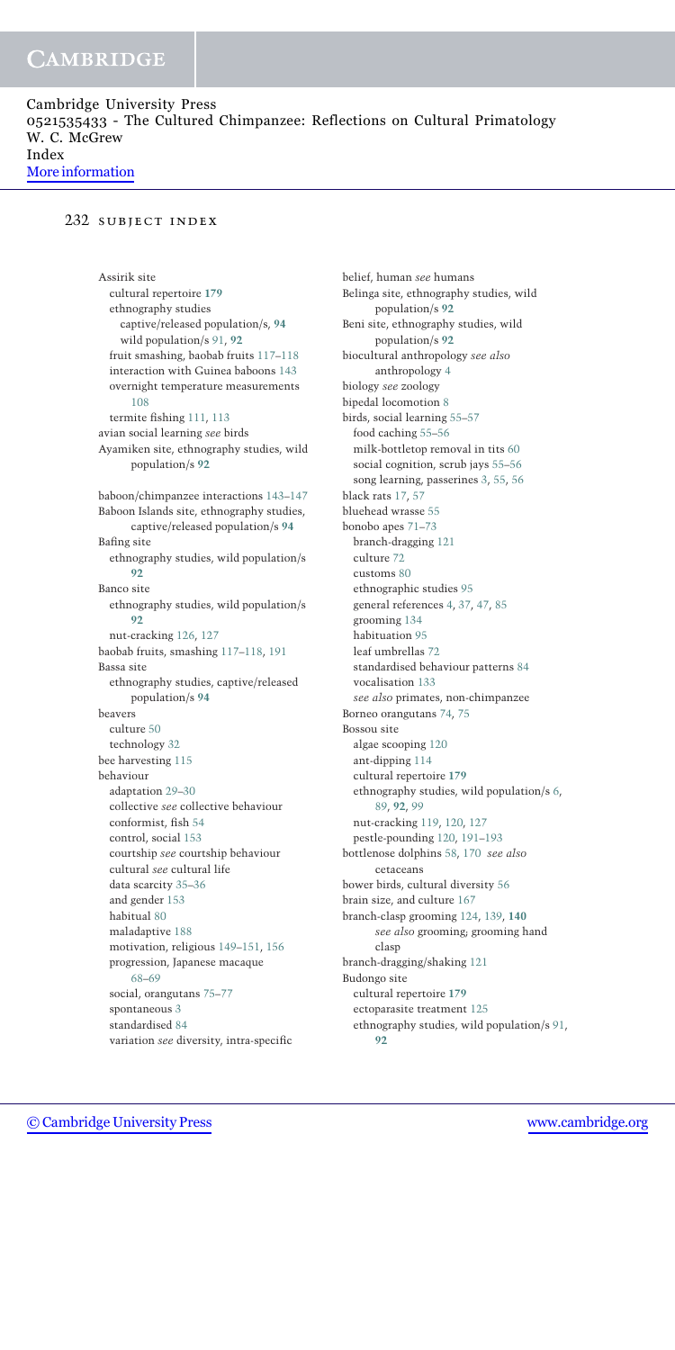Assirik site
  cultural repertoire **179**
  ethnography studies
    captive/released population/s, **94**
    wild population/s 91, **92**
  fruit smashing, baobab fruits 117–118
  interaction with Guinea baboons 143
  overnight temperature measurements 108
  termite fishing 111, 113
avian social learning *see* birds
Ayamiken site, ethnography studies, wild population/s **92**

baboon/chimpanzee interactions 143–147
Baboon Islands site, ethnography studies, captive/released population/s **94**
Bafing site
  ethnography studies, wild population/s **92**
Banco site
  ethnography studies, wild population/s **92**
  nut-cracking 126, 127
baobab fruits, smashing 117–118, 191
Bassa site
  ethnography studies, captive/released population/s **94**
beavers
  culture 50
  technology 32
bee harvesting 115
behaviour
  adaptation 29–30
  collective *see* collective behaviour
  conformist, fish 54
  control, social 153
  courtship *see* courtship behaviour
  cultural *see* cultural life
  data scarcity 35–36
  and gender 153
  habitual 80
  maladaptive 188
  motivation, religious 149–151, 156
  progression, Japanese macaque 68–69
  social, orangutans 75–77
  spontaneous 3
  standardised 84
  variation *see* diversity, intra-specific
belief, human *see* humans
Belinga site, ethnography studies, wild population/s **92**
Beni site, ethnography studies, wild population/s **92**
biocultural anthropology *see also* anthropology 4
biology *see* zoology
bipedal locomotion 8
birds, social learning 55–57
  food caching 55–56
  milk-bottletop removal in tits 60
  social cognition, scrub jays 55–56
  song learning, passerines 3, 55, 56
black rats 17, 57
bluehead wrasse 55
bonobo apes 71–73
  branch-dragging 121
  culture 72
  customs 80
  ethnographic studies 95
  general references 4, 37, 47, 85
  grooming 134
  habituation 95
  leaf umbrellas 72
  standardised behaviour patterns 84
  vocalisation 133
  *see also* primates, non-chimpanzee
Borneo orangutans 74, 75
Bossou site
  algae scooping 120
  ant-dipping 114
  cultural repertoire **179**
  ethnography studies, wild population/s 6, 89, **92**, 99
  nut-cracking 119, 120, 127
  pestle-pounding 120, 191–193
bottlenose dolphins 58, 170 *see also* cetaceans
bower birds, cultural diversity 56
brain size, and culture 167
branch-clasp grooming 124, 139, **140** *see also* grooming; grooming hand clasp
branch-dragging/shaking 121
Budongo site
  cultural repertoire **179**
  ectoparasite treatment 125
  ethnography studies, wild population/s 91, **92**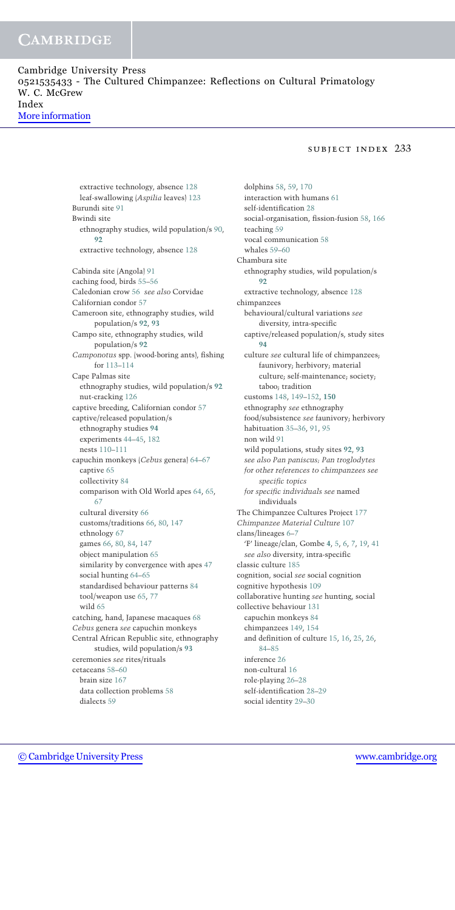extractive technology, absence 128
leaf-swallowing (*Aspilia* leaves) 123
Burundi site 91
Bwindi site
ethnography studies, wild population/s 90, **92**
extractive technology, absence 128

Cabinda site (Angola) 91
caching food, birds 55–56
Caledonian crow 56 *see also* Corvidae
Californian condor 57
Cameroon site, ethnography studies, wild population/s **92**, **93**
Campo site, ethnography studies, wild population/s **92**
*Camponotus* spp. (wood-boring ants), fishing for 113–114
Cape Palmas site
ethnography studies, wild population/s **92**
nut-cracking 126
captive breeding, Californian condor 57
captive/released population/s
ethnography studies **94**
experiments 44–45, 182
nests 110–111
capuchin monkeys (*Cebus* genera) 64–67
captive 65
collectivity 84
comparison with Old World apes 64, 65, 67
cultural diversity 66
customs/traditions 66, 80, 147
ethnology 67
games 66, 80, 84, 147
object manipulation 65
similarity by convergence with apes 47
social hunting 64–65
standardised behaviour patterns 84
tool/weapon use 65, 77
wild 65
catching, hand, Japanese macaques 68
*Cebus* genera *see* capuchin monkeys
Central African Republic site, ethnography studies, wild population/s **93**
ceremonies *see* rites/rituals
cetaceans 58–60
brain size 167
data collection problems 58
dialects 59
dolphins 58, 59, 170
interaction with humans 61
self-identification 28
social-organisation, fission-fusion 58, 166
teaching 59
vocal communication 58
whales 59–60
Chambura site
ethnography studies, wild population/s **92**
extractive technology, absence 128
chimpanzees
behavioural/cultural variations *see* diversity, intra-specific
captive/released population/s, study sites **94**
culture *see* cultural life of chimpanzees; faunivory; herbivory; material culture; self-maintenance; society; taboo; tradition
customs 148, 149–152, **150**
ethnography *see* ethnography
food/subsistence *see* faunivory; herbivory
habituation 35–36, 91, 95
non wild 91
wild populations, study sites **92**, **93**
*see also Pan paniscus; Pan troglodytes*
*for other references to chimpanzees see specific topics*
*for specific individuals see* named individuals
The Chimpanzee Cultures Project 177
*Chimpanzee Material Culture* 107
clans/lineages 6–7
'F' lineage/clan, Gombe **4**, 5, 6, 7, 19, 41
*see also* diversity, intra-specific
classic culture 185
cognition, social *see* social cognition
cognitive hypothesis 109
collaborative hunting *see* hunting, social
collective behaviour 131
capuchin monkeys 84
chimpanzees 149, 154
and definition of culture 15, 16, 25, 26, 84–85
inference 26
non-cultural 16
role-playing 26–28
self-identification 28–29
social identity 29–30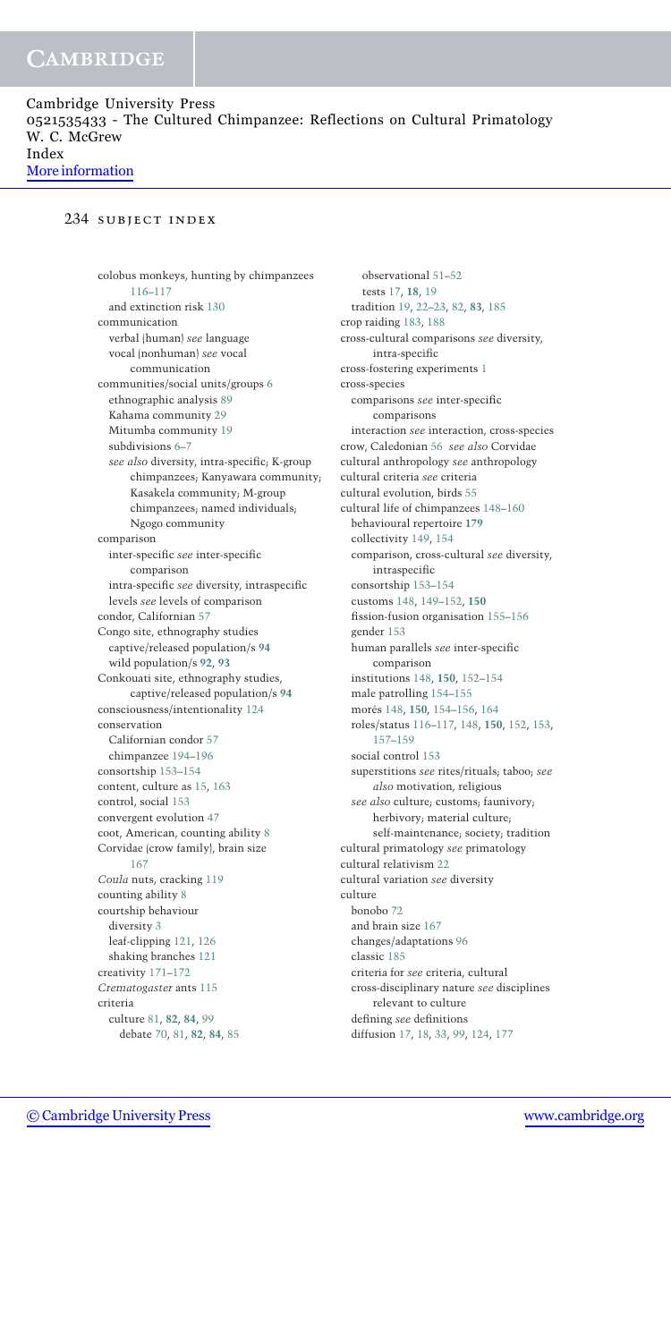colobus monkeys, hunting by chimpanzees 116–117
  and extinction risk 130
communication
  verbal (human) *see* language
  vocal (nonhuman) *see* vocal communication
communities/social units/groups 6
  ethnographic analysis 89
  Kahama community 29
  Mitumba community 19
  subdivisions 6–7
  *see also* diversity, intra-specific; K-group chimpanzees; Kanyawara community; Kasakela community; M-group chimpanzees; named individuals; Ngogo community
comparison
  inter-specific *see* inter-specific comparison
  intra-specific *see* diversity, intraspecific
  levels *see* levels of comparison
condor, Californian 57
Congo site, ethnography studies
  captive/released population/s **94**
  wild population/s **92**, **93**
Conkouati site, ethnography studies, captive/released population/s **94**
consciousness/intentionality 124
conservation
  Californian condor 57
  chimpanzee 194–196
consortship 153–154
content, culture as 15, 163
control, social 153
convergent evolution 47
coot, American, counting ability 8
Corvidae (crow family), brain size 167
*Coula* nuts, cracking 119
counting ability 8
courtship behaviour
  diversity 3
  leaf-clipping 121, 126
  shaking branches 121
creativity 171–172
*Crematogaster* ants 115
criteria
  culture 81, **82**, **84**, 99
    debate 70, 81, **82**, **84**, 85
    observational 51–52
    tests 17, **18**, 19
  tradition 19, 22–23, 82, **83**, 185
crop raiding 183, 188
cross-cultural comparisons *see* diversity, intra-specific
cross-fostering experiments 1
cross-species
  comparisons *see* inter-specific comparisons
  interaction *see* interaction, cross-species
crow, Caledonian 56 *see also* Corvidae
cultural anthropology *see* anthropology
cultural criteria *see* criteria
cultural evolution, birds 55
cultural life of chimpanzees 148–160
  behavioural repertoire **179**
  collectivity 149, 154
  comparison, cross-cultural *see* diversity, intraspecific
  consortship 153–154
  customs 148, 149–152, **150**
  fission-fusion organisation 155–156
  gender 153
  human parallels *see* inter-specific comparison
  institutions 148, **150**, 152–154
  male patrolling 154–155
  morés 148, **150**, 154–156, 164
  roles/status 116–117, 148, **150**, 152, 153, 157–159
  social control 153
  superstitions *see* rites/rituals; taboo; *see also* motivation, religious
  *see also* culture; customs; faunivory; herbivory; material culture; self-maintenance; society; tradition
cultural primatology *see* primatology
cultural relativism 22
cultural variation *see* diversity
culture
  bonobo 72
  and brain size 167
  changes/adaptations 96
  classic 185
  criteria for *see* criteria, cultural
  cross-disciplinary nature *see* disciplines relevant to culture
  defining *see* definitions
  diffusion 17, 18, 33, 99, 124, 177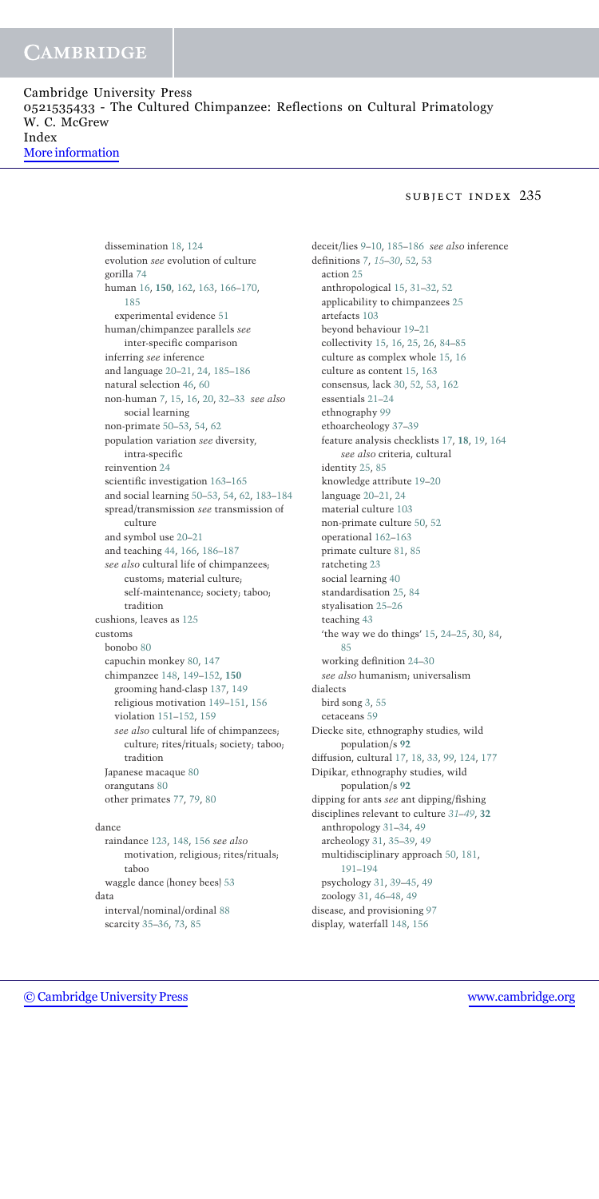dissemination 18, 124
evolution *see* evolution of culture
gorilla 74
human 16, **150**, 162, 163, 166–170, 185
experimental evidence 51
human/chimpanzee parallels *see* inter-specific comparison
inferring *see* inference
and language 20–21, 24, 185–186
natural selection 46, 60
non-human 7, 15, 16, 20, 32–33 *see also* social learning
non-primate 50–53, 54, 62
population variation *see* diversity, intra-specific
reinvention 24
scientific investigation 163–165
and social learning 50–53, 54, 62, 183–184
spread/transmission *see* transmission of culture
and symbol use 20–21
and teaching 44, 166, 186–187
*see also* cultural life of chimpanzees; customs; material culture; self-maintenance; society; taboo; tradition

cushions, leaves as 125

customs
bonobo 80
capuchin monkey 80, 147
chimpanzee 148, 149–152, **150**
grooming hand-clasp 137, 149
religious motivation 149–151, 156
violation 151–152, 159
*see also* cultural life of chimpanzees; culture; rites/rituals; society; taboo; tradition
Japanese macaque 80
orangutans 80
other primates 77, 79, 80

dance
raindance 123, 148, 156 *see also* motivation, religious; rites/rituals; taboo
waggle dance (honey bees) 53

data
interval/nominal/ordinal 88
scarcity 35–36, 73, 85

deceit/lies 9–10, 185–186 *see also* inference

definitions 7, *15–30*, 52, 53
action 25
anthropological 15, 31–32, 52
applicability to chimpanzees 25
artefacts 103
beyond behaviour 19–21
collectivity 15, 16, 25, 26, 84–85
culture as complex whole 15, 16
culture as content 15, 163
consensus, lack 30, 52, 53, 162
essentials 21–24
ethnography 99
ethoarcheology 37–39
feature analysis checklists 17, **18**, 19, 164 *see also* criteria, cultural
identity 25, 85
knowledge attribute 19–20
language 20–21, 24
material culture 103
non-primate culture 50, 52
operational 162–163
primate culture 81, 85
ratcheting 23
social learning 40
standardisation 25, 84
styalisation 25–26
teaching 43
'the way we do things' 15, 24–25, 30, 84, 85
working definition 24–30
*see also* humanism; universalism

dialects
bird song 3, 55
cetaceans 59

Diecke site, ethnography studies, wild population/s **92**

diffusion, cultural 17, 18, 33, 99, 124, 177

Dipikar, ethnography studies, wild population/s **92**

dipping for ants *see* ant dipping/fishing

disciplines relevant to culture *31–49*, **32**
anthropology 31–34, 49
archeology 31, 35–39, 49
multidisciplinary approach 50, 181, 191–194
psychology 31, 39–45, 49
zoology 31, 46–48, 49

disease, and provisioning 97

display, waterfall 148, 156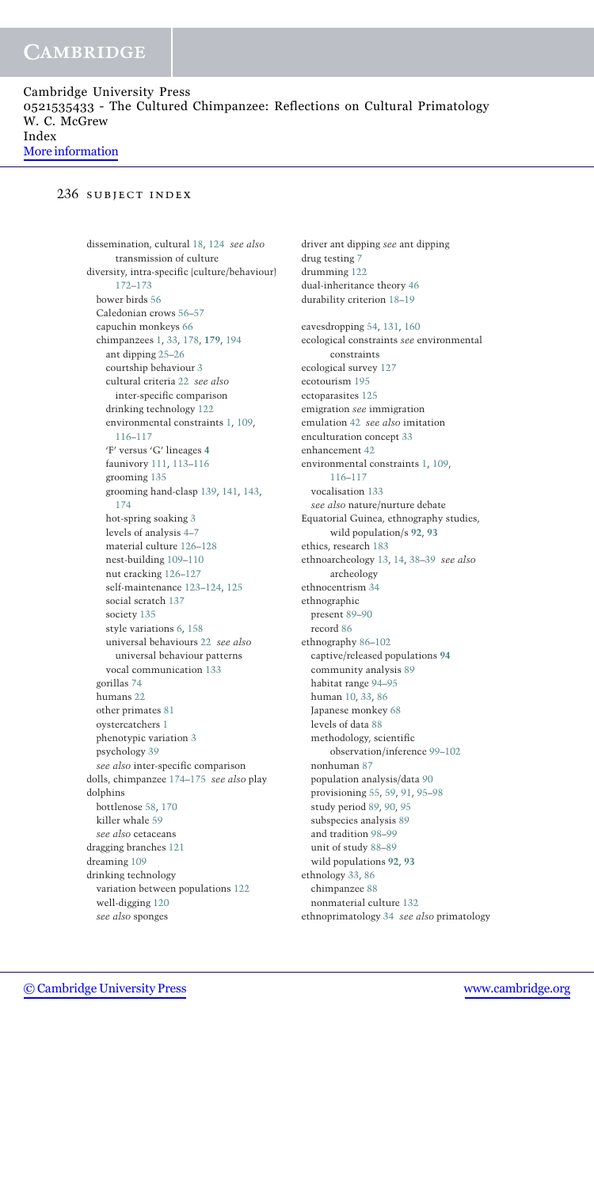## SUBJECT INDEX

dissemination, cultural 18, 124 *see also* transmission of culture
diversity, intra-specific (culture/behaviour) 172–173
- bower birds 56
- Caledonian crows 56–57
- capuchin monkeys 66
- chimpanzees 1, 33, 178, **179**, 194
  - ant dipping 25–26
  - courtship behaviour 3
  - cultural criteria 22 *see also* inter-specific comparison
  - drinking technology 122
  - environmental constraints 1, 109, 116–117
  - 'F' versus 'G' lineages **4**
  - faunivory 111, 113–116
  - grooming 135
  - grooming hand-clasp 139, 141, 143, 174
  - hot-spring soaking 3
  - levels of analysis 4–7
  - material culture 126–128
  - nest-building 109–110
  - nut cracking 126–127
  - self-maintenance 123–124, 125
  - social scratch 137
  - society 135
  - style variations 6, 158
  - universal behaviours 22 *see also* universal behaviour patterns
  - vocal communication 133
- gorillas 74
- humans 22
- other primates 81
- oystercatchers 1
- phenotypic variation 3
- psychology 39
- *see also* inter-specific comparison

dolls, chimpanzee 174–175 *see also* play
dolphins
- bottlenose 58, 170
- killer whale 59
- *see also* cetaceans

dragging branches 121
dreaming 109
drinking technology
- variation between populations 122
- well-digging 120
- *see also* sponges

driver ant dipping *see* ant dipping
drug testing 7
drumming 122
dual-inheritance theory 46
durability criterion 18–19

eavesdropping 54, 131, 160
ecological constraints *see* environmental constraints
ecological survey 127
ecotourism 195
ectoparasites 125
emigration *see* immigration
emulation 42 *see also* imitation
enculturation concept 33
enhancement 42
environmental constraints 1, 109, 116–117
- vocalisation 133
- *see also* nature/nurture debate

Equatorial Guinea, ethnography studies, wild population/s **92**, **93**
ethics, research 183
ethnoarcheology 13, 14, 38–39 *see also* archeology
ethnocentrism 34
ethnographic
- present 89–90
- record 86

ethnography 86–102
- captive/released populations **94**
- community analysis 89
- habitat range 94–95
- human 10, 33, 86
- Japanese monkey 68
- levels of data 88
- methodology, scientific observation/inference 99–102
- nonhuman 87
- population analysis/data 90
- provisioning 55, 59, 91, 95–98
- study period 89, 90, 95
- subspecies analysis 89
- and tradition 98–99
- unit of study 88–89
- wild populations **92**, **93**

ethnology 33, 86
- chimpanzee 88
- nonmaterial culture 132

ethnoprimatology 34 *see also* primatology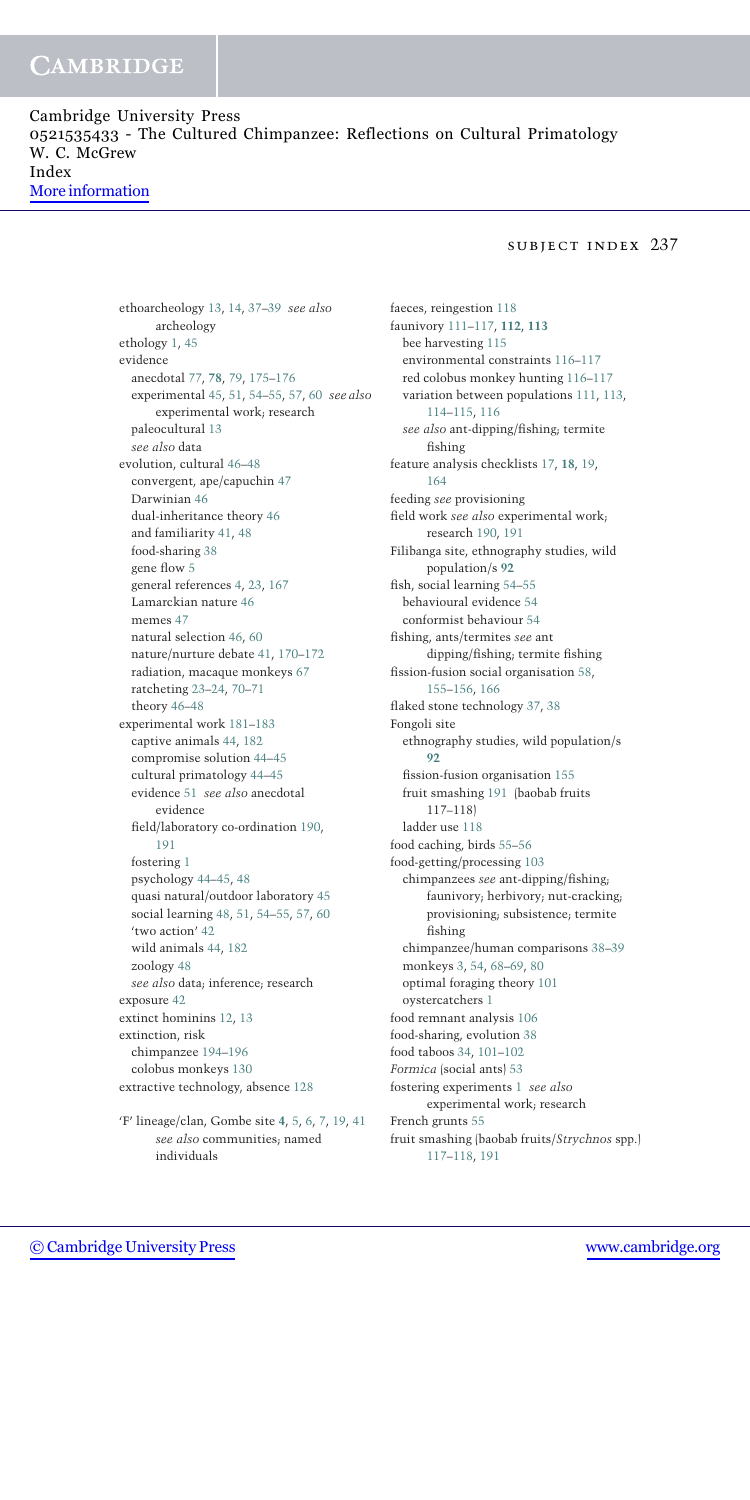ethoarcheology 13, 14, 37–39 *see also* archeology
ethology 1, 45
evidence
  anecdotal 77, **78**, 79, 175–176
  experimental 45, 51, 54–55, 57, 60 *see also* experimental work; research
  paleocultural 13
  *see also* data
evolution, cultural 46–48
  convergent, ape/capuchin 47
  Darwinian 46
  dual-inheritance theory 46
  and familiarity 41, 48
  food-sharing 38
  gene flow 5
  general references 4, 23, 167
  Lamarckian nature 46
  memes 47
  natural selection 46, 60
  nature/nurture debate 41, 170–172
  radiation, macaque monkeys 67
  ratcheting 23–24, 70–71
  theory 46–48
experimental work 181–183
  captive animals 44, 182
  compromise solution 44–45
  cultural primatology 44–45
  evidence 51 *see also* anecdotal evidence
  field/laboratory co-ordination 190, 191
  fostering 1
  psychology 44–45, 48
  quasi natural/outdoor laboratory 45
  social learning 48, 51, 54–55, 57, 60
  'two action' 42
  wild animals 44, 182
  zoology 48
  *see also* data; inference; research
exposure 42
extinct hominins 12, 13
extinction, risk
  chimpanzee 194–196
  colobus monkeys 130
extractive technology, absence 128

'F' lineage/clan, Gombe site **4**, 5, 6, 7, 19, 41 *see also* communities; named individuals

faeces, reingestion 118
faunivory 111–117, **112**, **113**
  bee harvesting 115
  environmental constraints 116–117
  red colobus monkey hunting 116–117
  variation between populations 111, 113, 114–115, 116
  *see also* ant-dipping/fishing; termite fishing
feature analysis checklists 17, **18**, 19, 164
feeding *see* provisioning
field work *see also* experimental work; research 190, 191
Filibanga site, ethnography studies, wild population/s **92**
fish, social learning 54–55
  behavioural evidence 54
  conformist behaviour 54
fishing, ants/termites *see* ant dipping/fishing; termite fishing
fission-fusion social organisation 58, 155–156, 166
flaked stone technology 37, 38
Fongoli site
  ethnography studies, wild population/s **92**
  fission-fusion organisation 155
  fruit smashing 191 (baobab fruits 117–118)
  ladder use 118
food caching, birds 55–56
food-getting/processing 103
  chimpanzees *see* ant-dipping/fishing; faunivory; herbivory; nut-cracking; provisioning; subsistence; termite fishing
  chimpanzee/human comparisons 38–39
  monkeys 3, 54, 68–69, 80
  optimal foraging theory 101
  oystercatchers 1
food remnant analysis 106
food-sharing, evolution 38
food taboos 34, 101–102
*Formica* (social ants) 53
fostering experiments 1 *see also* experimental work; research
French grunts 55
fruit smashing (baobab fruits/*Strychnos* spp.) 117–118, 191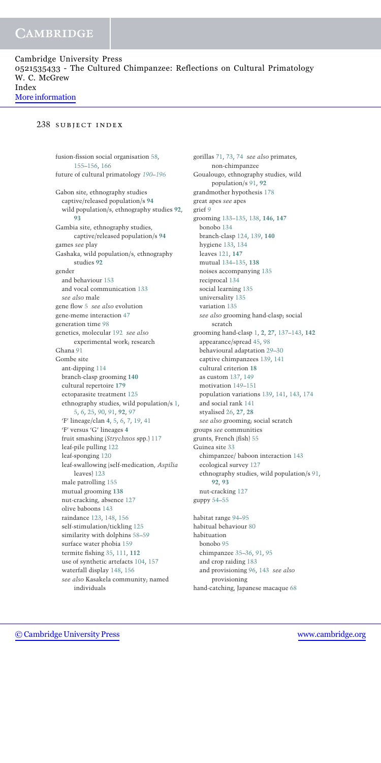fusion-fission social organisation 58, 155–156, 166
future of cultural primatology *190–196*

Gabon site, ethnography studies
  captive/released population/s **94**
  wild population/s, ethnography studies **92**, **93**
Gambia site, ethnography studies, captive/released population/s **94**
games *see* play
Gashaka, wild population/s, ethnography studies **92**
gender
  and behaviour 153
  and vocal communication 133
  *see also* male
gene flow 5 *see also* evolution
gene-meme interaction 47
generation time 98
genetics, molecular 192 *see also* experimental work; research
Ghana 91
Gombe site
  ant-dipping 114
  branch-clasp grooming **140**
  cultural repertoire **179**
  ectoparasite treatment 125
  ethnography studies, wild population/s 1, 5, 6, 25, 90, 91, **92**, 97
  'F' lineage/clan **4**, 5, 6, 7, 19, 41
  'F' versus 'G' lineages **4**
  fruit smashing (*Strychnos* spp.) 117
  leaf-pile pulling 122
  leaf-sponging 120
  leaf-swallowing (self-medication, *Aspilia* leaves) 123
  male patrolling 155
  mutual grooming **138**
  nut-cracking, absence 127
  olive baboons 143
  raindance 123, 148, 156
  self-stimulation/tickling 125
  similarity with dolphins 58–59
  surface water phobia 159
  termite fishing 35, 111, **112**
  use of synthetic artefacts 104, 157
  waterfall display 148, 156
  *see also* Kasakela community; named individuals

gorillas 71, 73, 74 *see also* primates, non-chimpanzee
Goualougo, ethnography studies, wild population/s 91, **92**
grandmother hypothesis 178
great apes *see* apes
grief 9
grooming 133–135, 138, **146**, **147**
  bonobo 134
  branch-clasp 124, 139, **140**
  hygiene 133, 134
  leaves 121, **147**
  mutual 134–135, **138**
  noises accompanying 135
  reciprocal 134
  social learning 135
  universality 135
  variation 135
  *see also* grooming hand-clasp; social scratch
grooming hand-clasp 1, **2**, **27**, 137–143, **142**
  appearance/spread 45, 98
  behavioural adaptation 29–30
  captive chimpanzees 139, 141
  cultural criterion **18**
  as custom 137, 149
  motivation 149–151
  population variations 139, 141, 143, 174
  and social rank 141
  stylised 26, **27**, **28**
  *see also* grooming; social scratch
groups *see* communities
grunts, French (fish) 55
Guinea site 33
  chimpanzee/ baboon interaction 143
  ecological survey 127
  ethnography studies, wild population/s 91, **92**, **93**
  nut-cracking 127
guppy 54–55

habitat range 94–95
habitual behaviour 80
habituation
  bonobo 95
  chimpanzee 35–36, 91, 95
  and crop raiding 183
  and provisioning 96, 143 *see also* provisioning
hand-catching, Japanese macaque 68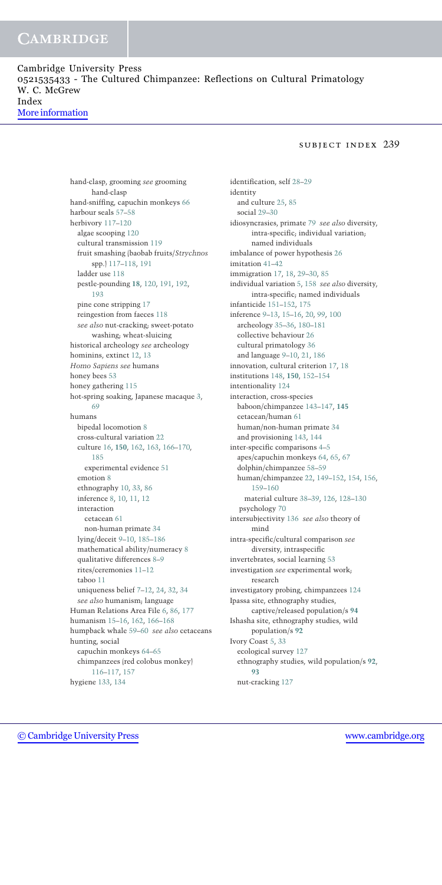hand-clasp, grooming *see* grooming hand-clasp
hand-sniffing, capuchin monkeys 66
harbour seals 57–58
herbivory 117–120
  algae scooping 120
  cultural transmission 119
  fruit smashing (baobab fruits/*Strychnos* spp.) 117–118, 191
  ladder use 118
  pestle-pounding **18**, 120, 191, 192, 193
  pine cone stripping 17
  reingestion from faeces 118
  *see also* nut-cracking; sweet-potato washing; wheat-sluicing
historical archeology *see* archeology
hominins, extinct 12, 13
*Homo Sapiens see* humans
honey bees 53
honey gathering 115
hot-spring soaking, Japanese macaque 3, 69
humans
  bipedal locomotion 8
  cross-cultural variation 22
  culture 16, **150**, 162, 163, 166–170, 185
    experimental evidence 51
  emotion 8
  ethnography 10, 33, 86
  inference 8, 10, 11, 12
  interaction
    cetacean 61
    non-human primate 34
  lying/deceit 9–10, 185–186
  mathematical ability/numeracy 8
  qualitative differences 8–9
  rites/ceremonies 11–12
  taboo 11
  uniqueness belief 7–12, 24, 32, 34
  *see also* humanism; language
Human Relations Area File 6, 86, 177
humanism 15–16, 162, 166–168
humpback whale 59–60 *see also* cetaceans
hunting, social
  capuchin monkeys 64–65
  chimpanzees (red colobus monkey) 116–117, 157
hygiene 133, 134

identification, self 28–29
identity
  and culture 25, 85
  social 29–30
idiosyncrasies, primate 79 *see also* diversity, intra-specific; individual variation; named individuals
imbalance of power hypothesis 26
imitation 41–42
immigration 17, 18, 29–30, 85
individual variation 5, 158 *see also* diversity, intra-specific; named individuals
infanticide 151–152, 175
inference 9–13, 15–16, 20, 99, 100
  archeology 35–36, 180–181
  collective behaviour 26
  cultural primatology 36
  and language 9–10, 21, 186
innovation, cultural criterion 17, 18
institutions 148, **150**, 152–154
intentionality 124
interaction, cross-species
  baboon/chimpanzee 143–147, **145**
  cetacean/human 61
  human/non-human primate 34
  and provisioning 143, 144
inter-specific comparisons 4–5
  apes/capuchin monkeys 64, 65, 67
  dolphin/chimpanzee 58–59
  human/chimpanzee 22, 149–152, 154, 156, 159–160
    material culture 38–39, 126, 128–130
  psychology 70
intersubjectivity 136 *see also* theory of mind
intra-specific/cultural comparison *see* diversity, intraspecific
invertebrates, social learning 53
investigation *see* experimental work; research
investigatory probing, chimpanzees 124
Ipassa site, ethnography studies, captive/released population/s **94**
Ishasha site, ethnography studies, wild population/s **92**
Ivory Coast 5, 33
  ecological survey 127
  ethnography studies, wild population/s **92**, **93**
  nut-cracking 127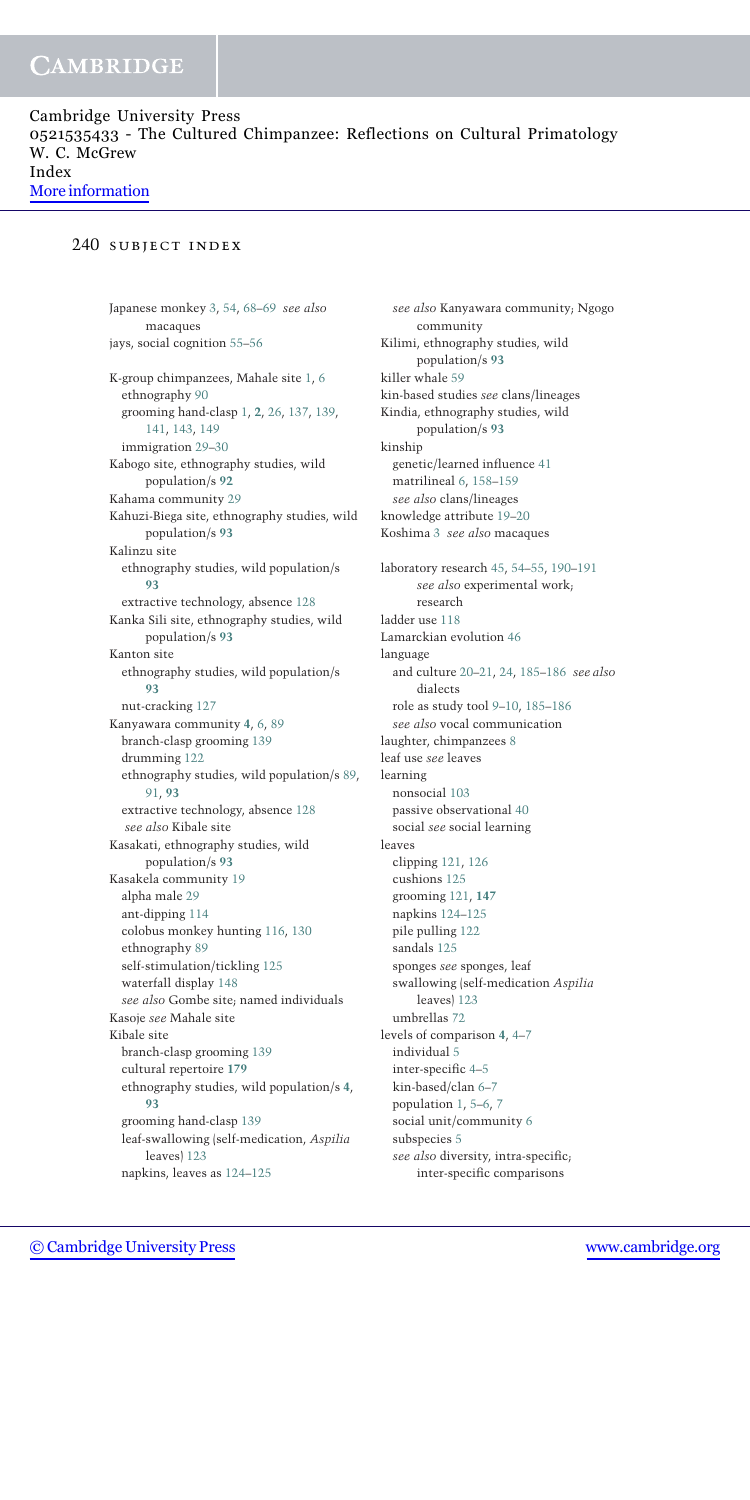Japanese monkey 3, 54, 68–69 *see also* macaques
jays, social cognition 55–56

K-group chimpanzees, Mahale site 1, 6
  ethnography 90
  grooming hand-clasp 1, **2**, 26, 137, 139, 141, 143, 149
  immigration 29–30
Kabogo site, ethnography studies, wild population/s **92**
Kahama community 29
Kahuzi-Biega site, ethnography studies, wild population/s **93**
Kalinzu site
  ethnography studies, wild population/s **93**
  extractive technology, absence 128
Kanka Sili site, ethnography studies, wild population/s **93**
Kanton site
  ethnography studies, wild population/s **93**
  nut-cracking 127
Kanyawara community **4**, 6, 89
  branch-clasp grooming 139
  drumming 122
  ethnography studies, wild population/s 89, 91, **93**
  extractive technology, absence 128
  *see also* Kibale site
Kasakati, ethnography studies, wild population/s **93**
Kasakela community 19
  alpha male 29
  ant-dipping 114
  colobus monkey hunting 116, 130
  ethnography 89
  self-stimulation/tickling 125
  waterfall display 148
  *see also* Gombe site; named individuals
Kasoje *see* Mahale site
Kibale site
  branch-clasp grooming 139
  cultural repertoire **179**
  ethnography studies, wild population/s **4**, **93**
  grooming hand-clasp 139
  leaf-swallowing (self-medication, *Aspilia* leaves) 123
  napkins, leaves as 124–125
  *see also* Kanyawara community; Ngogo community
Kilimi, ethnography studies, wild population/s **93**
killer whale 59
kin-based studies *see* clans/lineages
Kindia, ethnography studies, wild population/s **93**
kinship
  genetic/learned influence 41
  matrilineal 6, 158–159
  *see also* clans/lineages
knowledge attribute 19–20
Koshima 3 *see also* macaques

laboratory research 45, 54–55, 190–191 *see also* experimental work; research
ladder use 118
Lamarckian evolution 46
language
  and culture 20–21, 24, 185–186 *see also* dialects
  role as study tool 9–10, 185–186
  *see also* vocal communication
laughter, chimpanzees 8
leaf use *see* leaves
learning
  nonsocial 103
  passive observational 40
  social *see* social learning
leaves
  clipping 121, 126
  cushions 125
  grooming 121, **147**
  napkins 124–125
  pile pulling 122
  sandals 125
  sponges *see* sponges, leaf
  swallowing (self-medication *Aspilia* leaves) 123
  umbrellas 72
levels of comparison **4**, 4–7
  individual 5
  inter-specific 4–5
  kin-based/clan 6–7
  population 1, 5–6, 7
  social unit/community 6
  subspecies 5
  *see also* diversity, intra-specific; inter-specific comparisons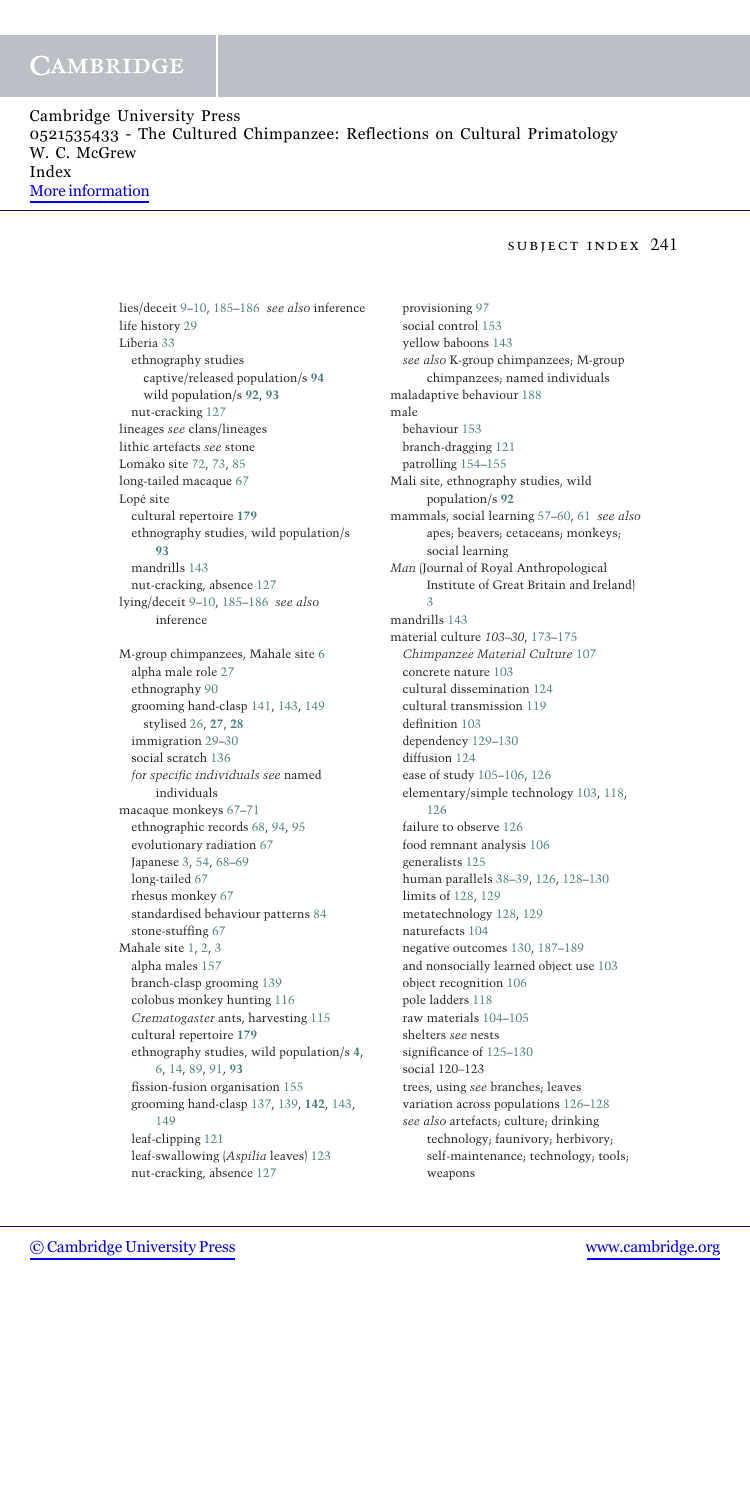lies/deceit 9–10, 185–186 *see also* inference
life history 29
Liberia 33
  ethnography studies
    captive/released population/s **94**
    wild population/s **92**, **93**
  nut-cracking 127
lineages *see* clans/lineages
lithic artefacts *see* stone
Lomako site 72, 73, 85
long-tailed macaque 67
Lopé site
  cultural repertoire **179**
  ethnography studies, wild population/s **93**
  mandrills 143
  nut-cracking, absence 127
lying/deceit 9–10, 185–186 *see also* inference

M-group chimpanzees, Mahale site 6
  alpha male role 27
  ethnography 90
  grooming hand-clasp 141, 143, 149
    stylised 26, **27**, **28**
  immigration 29–30
  social scratch 136
  *for specific individuals see* named individuals
macaque monkeys 67–71
  ethnographic records 68, 94, 95
  evolutionary radiation 67
  Japanese 3, 54, 68–69
  long-tailed 67
  rhesus monkey 67
  standardised behaviour patterns 84
  stone-stuffing 67
Mahale site 1, 2, 3
  alpha males 157
  branch-clasp grooming 139
  colobus monkey hunting 116
  *Crematogaster* ants, harvesting 115
  cultural repertoire **179**
  ethnography studies, wild population/s **4**, 6, 14, 89, 91, **93**
  fission-fusion organisation 155
  grooming hand-clasp 137, 139, **142**, 143, 149
  leaf-clipping 121
  leaf-swallowing (*Aspilia* leaves) 123
  nut-cracking, absence 127
  provisioning 97
  social control 153
  yellow baboons 143
  *see also* K-group chimpanzees; M-group chimpanzees; named individuals
maladaptive behaviour 188
male
  behaviour 153
  branch-dragging 121
  patrolling 154–155
Mali site, ethnography studies, wild population/s **92**
mammals, social learning 57–60, 61 *see also* apes; beavers; cetaceans; monkeys; social learning
*Man* (Journal of Royal Anthropological Institute of Great Britain and Ireland) 3
mandrills 143
material culture *103–30*, 173–175
  *Chimpanzee Material Culture* 107
  concrete nature 103
  cultural dissemination 124
  cultural transmission 119
  definition 103
  dependency 129–130
  diffusion 124
  ease of study 105–106, 126
  elementary/simple technology 103, 118, 126
  failure to observe 126
  food remnant analysis 106
  generalists 125
  human parallels 38–39, 126, 128–130
  limits of 128, 129
  metatechnology 128, 129
  naturefacts 104
  negative outcomes 130, 187–189
  and nonsocially learned object use 103
  object recognition 106
  pole ladders 118
  raw materials 104–105
  shelters *see* nests
  significance of 125–130
  social 120–123
  trees, using *see* branches; leaves
  variation across populations 126–128
  *see also* artefacts; culture; drinking technology; faunivory; herbivory; self-maintenance; technology; tools; weapons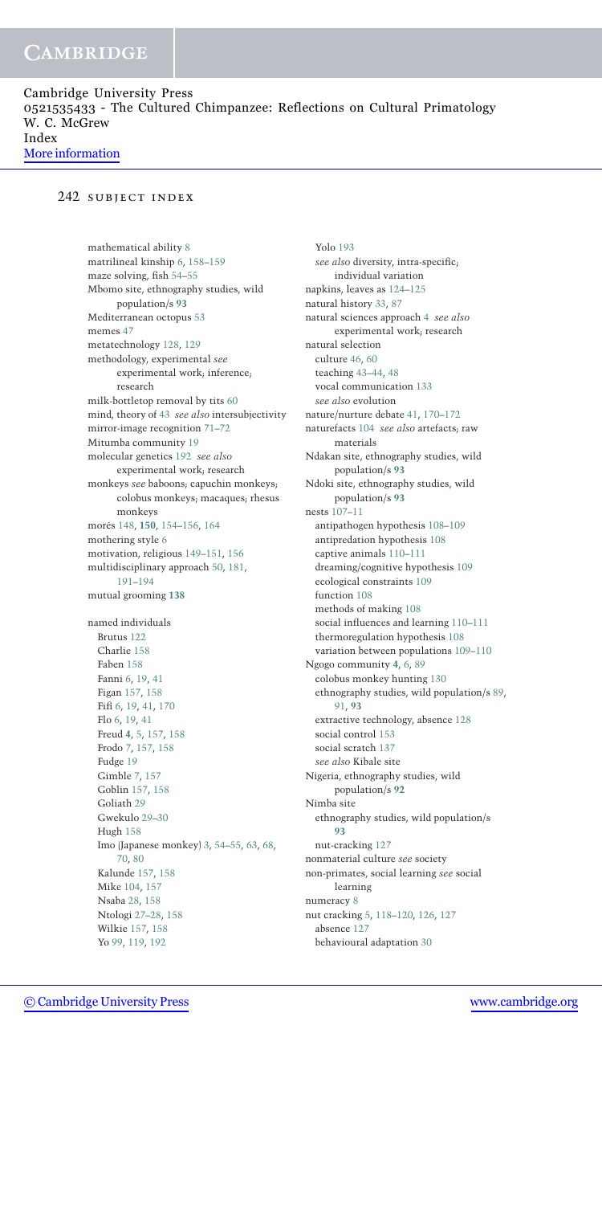mathematical ability 8
matrilineal kinship 6, 158–159
maze solving, fish 54–55
Mbomo site, ethnography studies, wild population/s **93**
Mediterranean octopus 53
memes 47
metatechnology 128, 129
methodology, experimental *see* experimental work; inference; research
milk-bottletop removal by tits 60
mind, theory of 43 *see also* intersubjectivity
mirror-image recognition 71–72
Mitumba community 19
molecular genetics 192 *see also* experimental work; research
monkeys *see* baboons; capuchin monkeys; colobus monkeys; macaques; rhesus monkeys
morés 148, **150**, 154–156, 164
mothering style 6
motivation, religious 149–151, 156
multidisciplinary approach 50, 181, 191–194
mutual grooming **138**

named individuals
- Brutus 122
- Charlie 158
- Faben 158
- Fanni 6, 19, 41
- Figan 157, 158
- Fifi 6, 19, 41, 170
- Flo 6, 19, 41
- Freud **4**, 5, 157, 158
- Frodo 7, 157, 158
- Fudge 19
- Gimble 7, 157
- Goblin 157, 158
- Goliath 29
- Gwekulo 29–30
- Hugh 158
- Imo (Japanese monkey) 3, 54–55, 63, 68, 70, 80
- Kalunde 157, 158
- Mike 104, 157
- Nsaba 28, 158
- Ntologi 27–28, 158
- Wilkie 157, 158
- Yo 99, 119, 192
- Yolo 193

*see also* diversity, intra-specific; individual variation
napkins, leaves as 124–125
natural history 33, 87
natural sciences approach 4 *see also* experimental work; research
natural selection
- culture 46, 60
- teaching 43–44, 48
- vocal communication 133
- *see also* evolution

nature/nurture debate 41, 170–172
naturefacts 104 *see also* artefacts; raw materials
Ndakan site, ethnography studies, wild population/s **93**
Ndoki site, ethnography studies, wild population/s **93**
nests 107–11
- antipathogen hypothesis 108–109
- antipredation hypothesis 108
- captive animals 110–111
- dreaming/cognitive hypothesis 109
- ecological constraints 109
- function 108
- methods of making 108
- social influences and learning 110–111
- thermoregulation hypothesis 108
- variation between populations 109–110

Ngogo community **4**, 6, 89
- colobus monkey hunting 130
- ethnography studies, wild population/s 89, 91, **93**
- extractive technology, absence 128
- social control 153
- social scratch 137
- *see also* Kibale site

Nigeria, ethnography studies, wild population/s **92**
Nimba site
- ethnography studies, wild population/s **93**
- nut-cracking 127

nonmaterial culture *see* society
non-primates, social learning *see* social learning
numeracy 8
nut cracking 5, 118–120, 126, 127
- absence 127
- behavioural adaptation 30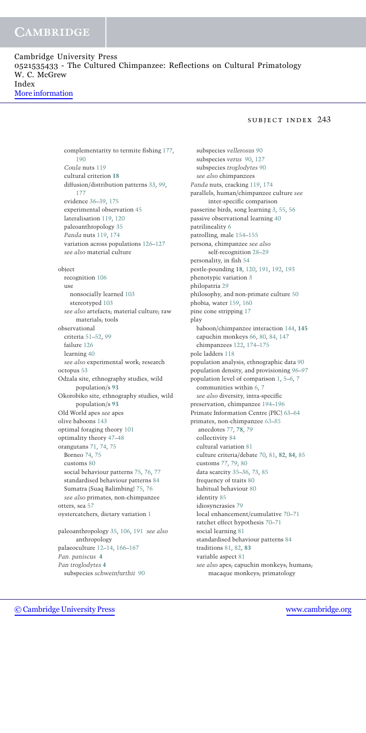complementarity to termite fishing 177, 190
*Coula* nuts 119
cultural criterion **18**
diffusion/distribution patterns 33, 99, 177
evidence 36–39, 175
experimental observation 45
lateralisation 119, 120
paleoanthropology 35
*Panda* nuts 119, 174
variation across populations 126–127
*see also* material culture

object
recognition 106
use
nonsocially learned 103
stereotyped 103
*see also* artefacts; material culture; raw materials; tools
observational
criteria 51–52, 99
failure 126
learning 40
*see also* experimental work; research
octopus 53
Odzala site, ethnography studies, wild population/s **93**
Okorobiko site, ethnography studies, wild population/s **93**
Old World apes *see* apes
olive baboons 143
optimal foraging theory 101
optimality theory 47–48
orangutans 71, 74, 75
Borneo 74, 75
customs 80
social behaviour patterns 75, 76, 77
standardised behaviour patterns 84
Sumatra (Suaq Balimbing) 75, 76
*see also* primates, non-chimpanzee
otters, sea 57
oystercatchers, dietary variation 1

paleoanthropology 35, 106, 191 *see also* anthropology
palaeoculture 12–14, 166–167
*Pan. paniscus* **4**
*Pan troglodytes* **4**
subspecies *schweinfurthii* 90
subspecies *vellerosus* 90
subspecies *verus* 90, 127
subspecies *troglodytes* 90
*see also* chimpanzees
*Panda* nuts, cracking 119, 174
parallels, human/chimpanzee culture *see* inter-specific comparison
passerine birds, song learning 3, 55, 56
passive observational learning 40
patrilineality 6
patrolling, male 154–155
persona, chimpanzee *see also* self-recognition 28–29
personality, in fish 54
pestle-pounding **18**, 120, 191, 192, 193
phenotypic variation 3
philopatria 29
philosophy, and non-primate culture 50
phobia, water 159, 160
pine cone stripping 17
play
baboon/chimpanzee interaction 144, **145**
capuchin monkeys 66, 80, 84, 147
chimpanzees 122, 174–175
pole ladders 118
population analysis, ethnographic data 90
population density, and provisioning 96–97
population level of comparison 1, 5–6, 7
communities within 6, 7
*see also* diversity, intra-specific
preservation, chimpanzee 194–196
Primate Information Centre (PIC) 63–64
primates, non-chimpanzee *63–85*
anecdotes 77, **78**, 79
collectivity 84
cultural variation 81
culture criteria/debate 70, 81, **82**, **84**, 85
customs 77, 79, 80
data scarcity 35–36, 73, 85
frequency of traits 80
habitual behaviour 80
identity 85
idiosyncrasies 79
local enhancement/cumulative 70–71
ratchet effect hypothesis 70–71
social learning 81
standardised behaviour patterns 84
traditions 81, 82, **83**
variable aspect 81
*see also* apes; capuchin monkeys; humans; macaque monkeys; primatology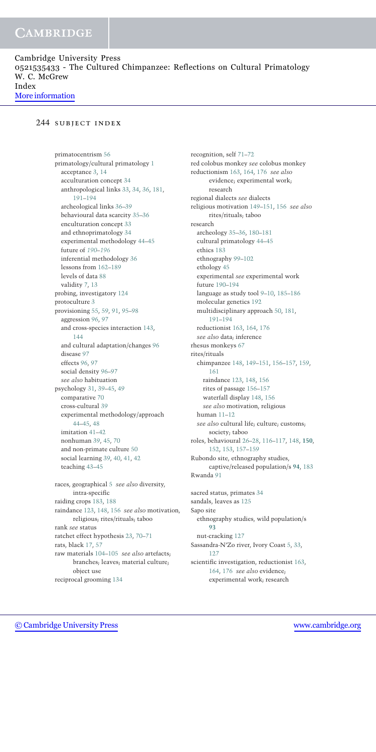primatocentrism 56
primatology/cultural primatology 1
  acceptance 3, 14
  acculturation concept 34
  anthropological links 33, 34, 36, 181, 191–194
  archeological links 36–39
  behavioural data scarcity 35–36
  enculturation concept 33
  and ethnoprimatology 34
  experimental methodology 44–45
  future of *190–196*
  inferential methodology 36
  lessons from 162–189
  levels of data 88
  validity 7, 13
probing, investigatory 124
protoculture 3
provisioning 55, 59, 91, 95–98
  aggression 96, 97
  and cross-species interaction 143, 144
  and cultural adaptation/changes 96
  disease 97
  effects 96, 97
  social density 96–97
  *see also* habituation
psychology 31, 39–45, 49
  comparative 70
  cross-cultural 39
  experimental methodology/approach 44–45, 48
  imitation 41–42
  nonhuman 39, 45, 70
  and non-primate culture 50
  social learning 39, 40, 41, 42
  teaching 43–45

races, geographical 5 *see also* diversity, intra-specific
raiding crops 183, 188
raindance 123, 148, 156 *see also* motivation, religious; rites/rituals; taboo
rank *see* status
ratchet effect hypothesis 23, 70–71
rats, black 17, 57
raw materials 104–105 *see also* artefacts; branches; leaves; material culture; object use
reciprocal grooming 134
recognition, self 71–72
red colobus monkey *see* colobus monkey
reductionism 163, 164, 176 *see also* evidence; experimental work; research
regional dialects *see* dialects
religious motivation 149–151, 156 *see also* rites/rituals; taboo
research
  archeology 35–36, 180–181
  cultural primatology 44–45
  ethics 183
  ethnography 99–102
  ethology 45
  experimental *see* experimental work
  future 190–194
  language as study tool 9–10, 185–186
  molecular genetics 192
  multidisciplinary approach 50, 181, 191–194
  reductionist 163, 164, 176
  *see also* data; inference
rhesus monkeys 67
rites/rituals
  chimpanzee 148, 149–151, 156–157, 159, 161
    raindance 123, 148, 156
    rites of passage 156–157
    waterfall display 148, 156
    *see also* motivation, religious
  human 11–12
  *see also* cultural life; culture; customs; society; taboo
roles, behavioural 26–28, 116–117, 148, **150**, 152, 153, 157–159
Rubondo site, ethnography studies, captive/released population/s **94**, 183
Rwanda 91

sacred status, primates 34
sandals, leaves as 125
Sapo site
  ethnography studies, wild population/s **93**
  nut-cracking 127
Sassandra-N'Zo river, Ivory Coast 5, 33, 127
scientific investigation, reductionist 163, 164, 176 *see also* evidence; experimental work; research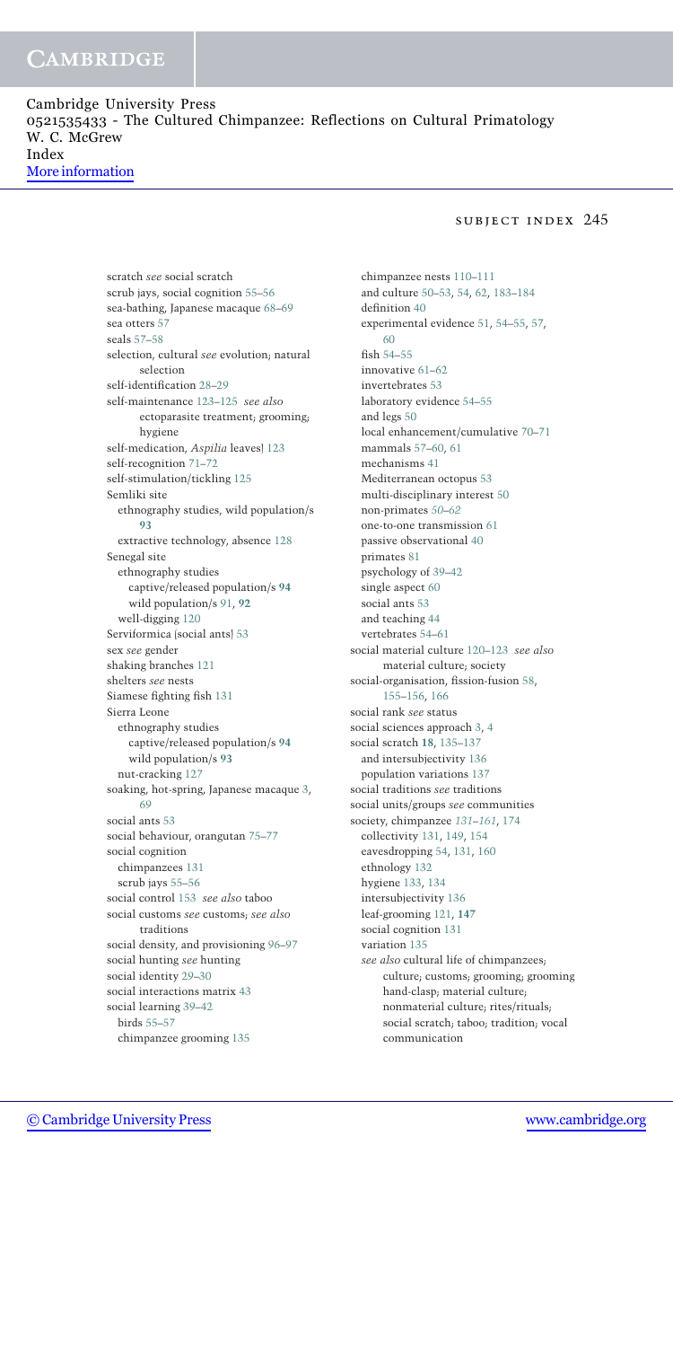scratch *see* social scratch
scrub jays, social cognition 55–56
sea-bathing, Japanese macaque 68–69
sea otters 57
seals 57–58
selection, cultural *see* evolution; natural selection
self-identification 28–29
self-maintenance 123–125 *see also* ectoparasite treatment; grooming; hygiene
self-medication, *Aspilia* leaves) 123
self-recognition 71–72
self-stimulation/tickling 125
Semliki site
  ethnography studies, wild population/s **93**
  extractive technology, absence 128
Senegal site
  ethnography studies
    captive/released population/s **94**
    wild population/s 91, **92**
  well-digging 120
Serviformica (social ants) 53
sex *see* gender
shaking branches 121
shelters *see* nests
Siamese fighting fish 131
Sierra Leone
  ethnography studies
    captive/released population/s **94**
    wild population/s **93**
  nut-cracking 127
soaking, hot-spring, Japanese macaque 3, 69
social ants 53
social behaviour, orangutan 75–77
social cognition
  chimpanzees 131
  scrub jays 55–56
social control 153 *see also* taboo
social customs *see* customs; *see also* traditions
social density, and provisioning 96–97
social hunting *see* hunting
social identity 29–30
social interactions matrix 43
social learning 39–42
  birds 55–57
  chimpanzee grooming 135
  chimpanzee nests 110–111
  and culture 50–53, 54, 62, 183–184
  definition 40
  experimental evidence 51, 54–55, 57, 60
  fish 54–55
  innovative 61–62
  invertebrates 53
  laboratory evidence 54–55
  and legs 50
  local enhancement/cumulative 70–71
  mammals 57–60, 61
  mechanisms 41
  Mediterranean octopus 53
  multi-disciplinary interest 50
  non-primates *50–62*
  one-to-one transmission 61
  passive observational 40
  primates 81
  psychology of 39–42
  single aspect 60
  social ants 53
  and teaching 44
  vertebrates 54–61
social material culture 120–123 *see also* material culture; society
social-organisation, fission-fusion 58, 155–156, 166
social rank *see* status
social sciences approach 3, 4
social scratch **18**, 135–137
  and intersubjectivity 136
  population variations 137
social traditions *see* traditions
social units/groups *see* communities
society, chimpanzee *131–161*, 174
  collectivity 131, 149, 154
  eavesdropping 54, 131, 160
  ethnology 132
  hygiene 133, 134
  intersubjectivity 136
  leaf-grooming 121, **147**
  social cognition 131
  variation 135
  *see also* cultural life of chimpanzees; culture; customs; grooming; grooming hand-clasp; material culture; nonmaterial culture; rites/rituals; social scratch; taboo; tradition; vocal communication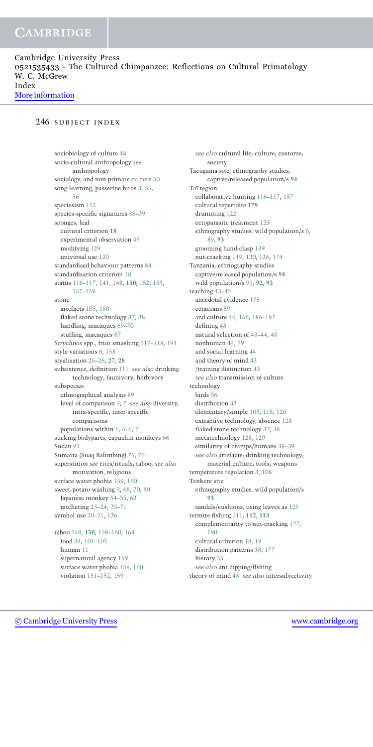sociobiology of culture 48
socio-cultural anthropology *see* anthropology
sociology, and non-primate culture 50
song-learning, passerine birds 3, 55, 56
speciesism 152
species-specific signatures 38–39
sponges, leaf
  cultural criterion **18**
  experimental observation 45
  modifying 129
  universal use 120
standardised behaviour patterns 84
standardisation criterion 18
status 116–117, 141, 148, **150**, 152, 153, 157–159
stone
  artefacts 105, 180
  flaked stone technology 37, 38
  handling, macaques 69–70
  stuffing, macaques 67
*Strychnos* spp., fruit smashing 117–118, 191
style variations 6, 158
stylaisation 25–26, **27**, **28**
subsistence, definition 111 *see also* drinking technology; faunivory; herbivory
subspecies
  ethnographical analysis 89
  level of comparison 5, 7 *see also* diversity, intra-specific; inter-specific comparisons
  populations within 1, 5–6, 7
sucking bodyparts, capuchin monkeys 66
Sudan 91
Sumatra (Suaq Balimbing) 75, 76
superstition *see* rites/rituals; taboo; *see also* motivation, religious
surface water phobia 159, 160
sweet-potato washing 3, 68, 70, 80
  Japanese monkey 54–55, 63
  ratcheting 23–24, 70–71
symbol use 20–21, 126

taboo 148, **150**, 159–160, 164
  food 34, 101–102
  human 11
  supernatural agency 159
  surface water phobia 159, 160
  violation 151–152, 159
  *see also* cultural life; culture; customs; society
Tacugama site, ethnography studies, captive/released population/s **94**
Taï region
  collaborative hunting 116–117, 157
  cultural repertoire **179**
  drumming 122
  ectoparasite treatment 125
  ethnography studies, wild population/s 6, 89, **93**
  grooming hand-clasp 139
  nut-cracking 119, 120, 126, 174
Tanzania, ethnography studies
  captive/released population/s **94**
  wild population/s 91, **92**, **93**
teaching 43–45
  anecdotal evidence 175
  cetaceans 59
  and culture 44, 166, 186–187
  defining 43
  natural selection of 43–44, 48
  nonhuman 44, 59
  and social learning 44
  and theory of mind 43
  /training distinction 43
  *see also* transmission of culture
technology
  birds 56
  distribution 33
  elementary/simple 103, 118, 126
  extractive technology, absence 128
  flaked stone technology 37, 38
  metatechnology 128, 129
  similarity of chimps/humans 38–39
  *see also* artefacts; drinking technology; material culture; tools; weapons
temperature regulation 3, 108
Tenkere site
  ethnography studies, wild population/s **93**
  sandals/cushions, using leaves as 125
termite fishing 111, **112**, **113**
  complementarity to nut-cracking 177, 190
  cultural criterion 18, 19
  distribution patterns 33, 177
  history 35
  *see also* ant dipping/fishing
theory of mind 43 *see also* intersubjectivity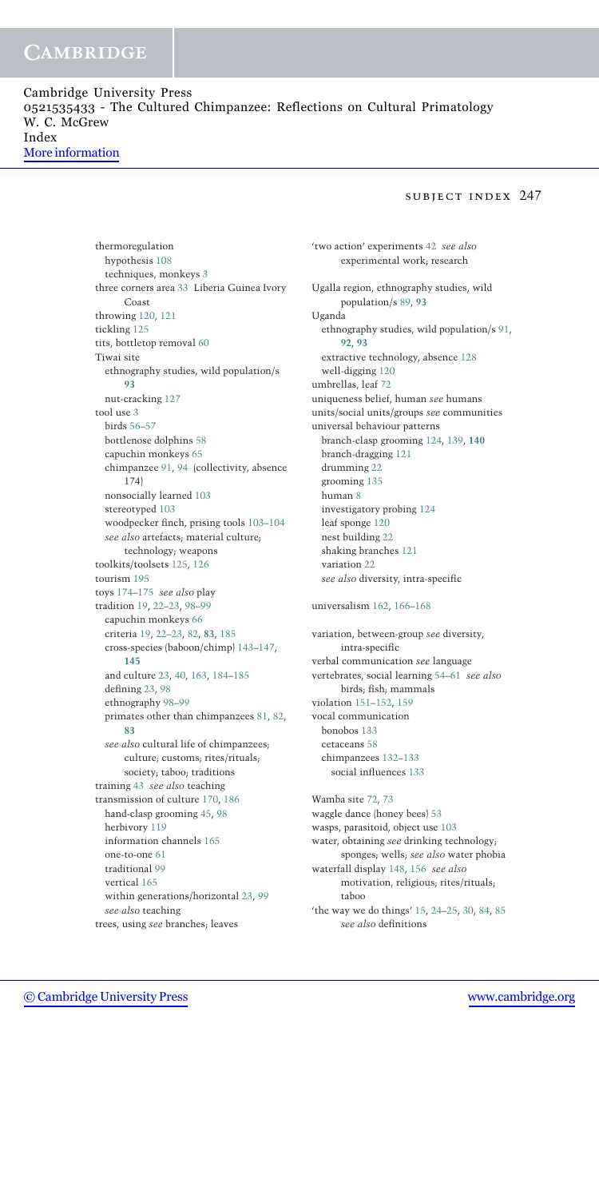thermoregulation
  hypothesis 108
  techniques, monkeys 3
three corners area 33 Liberia Guinea Ivory Coast
throwing 120, 121
tickling 125
tits, bottletop removal 60
Tiwai site
  ethnography studies, wild population/s **93**
  nut-cracking 127
tool use 3
  birds 56–57
  bottlenose dolphins 58
  capuchin monkeys 65
  chimpanzee 91, 94 (collectivity, absence 174)
  nonsocially learned 103
  stereotyped 103
  woodpecker finch, prising tools 103–104
  *see also* artefacts; material culture; technology; weapons
toolkits/toolsets 125, 126
tourism 195
toys 174–175 *see also* play
tradition 19, 22–23, 82, **83**, 185
  capuchin monkeys 66
  criteria 19, 22–23, 82, **83**, 185
  cross-species (baboon/chimp) 143–147, **145**
  and culture 23, 40, 163, 184–185
  defining 23, 98
  ethnography 98–99
  primates other than chimpanzees 81, 82, **83**
  *see also* cultural life of chimpanzees; culture; customs; rites/rituals; society; taboo; traditions
training 43 *see also* teaching
transmission of culture 170, 186
  hand-clasp grooming 45, 98
  herbivory 119
  information channels 165
  one-to-one 61
  traditional 99
  vertical 165
  within generations/horizontal 23, 99
  *see also* teaching
trees, using *see* branches; leaves

'two action' experiments 42 *see also* experimental work; research

Ugalla region, ethnography studies, wild population/s 89, **93**
Uganda
  ethnography studies, wild population/s 91, **92**, **93**
  extractive technology, absence 128
  well-digging 120
umbrellas, leaf 72
uniqueness belief, human *see* humans
units/social units/groups *see* communities
universal behaviour patterns
  branch-clasp grooming 124, 139, **140**
  branch-dragging 121
  drumming 22
  grooming 135
  human 8
  investigatory probing 124
  leaf sponge 120
  nest building 22
  shaking branches 121
  variation 22
  *see also* diversity, intra-specific

universalism 162, 166–168

variation, between-group *see* diversity, intra-specific
verbal communication *see* language
vertebrates, social learning 54–61 *see also* birds; fish; mammals
violation 151–152, 159
vocal communication
  bonobos 133
  cetaceans 58
  chimpanzees 132–133
    social influences 133

Wamba site 72, 73
waggle dance (honey bees) 53
wasps, parasitoid, object use 103
water, obtaining *see* drinking technology; sponges; wells; *see also* water phobia
waterfall display 148, 156 *see also* motivation, religious; rites/rituals; taboo
'the way we do things' 15, 24–25, 30, 84, 85 *see also* definitions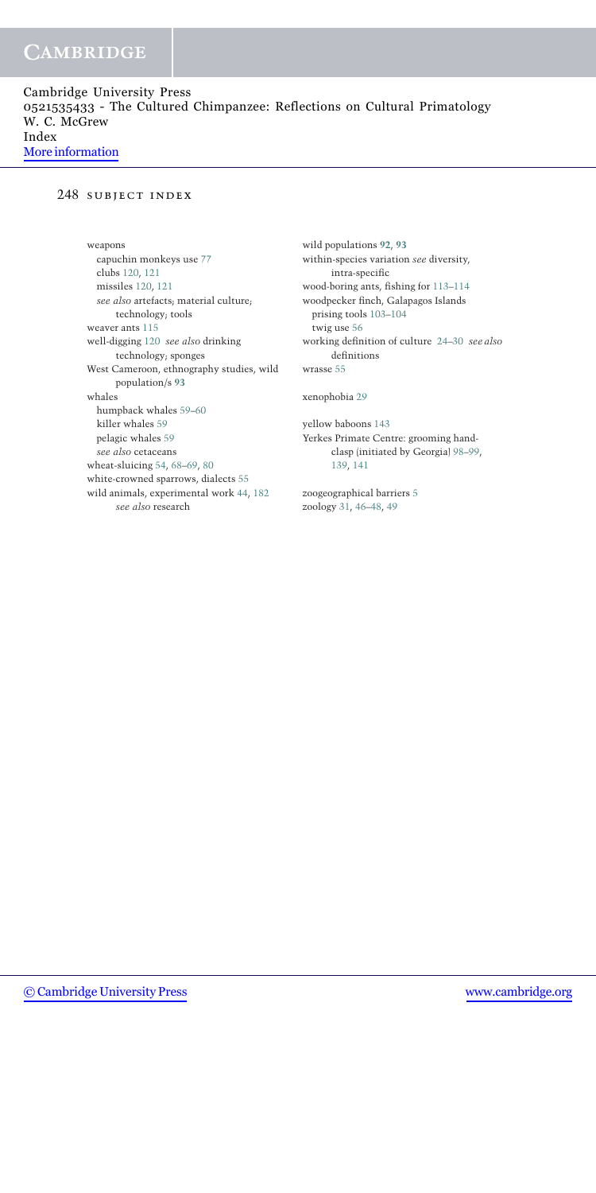weapons
  capuchin monkeys use 77
  clubs 120, 121
  missiles 120, 121
  *see also* artefacts; material culture; technology; tools
weaver ants 115
well-digging 120 *see also* drinking technology; sponges
West Cameroon, ethnography studies, wild population/s **93**
whales
  humpback whales 59–60
  killer whales 59
  pelagic whales 59
  *see also* cetaceans
wheat-sluicing 54, 68–69, 80
white-crowned sparrows, dialects 55
wild animals, experimental work 44, 182 *see also* research
wild populations **92**, **93**
within-species variation *see* diversity, intra-specific
wood-boring ants, fishing for 113–114
woodpecker finch, Galapagos Islands
  prising tools 103–104
  twig use 56
working definition of culture 24–30 *see also* definitions
wrasse 55

xenophobia 29

yellow baboons 143
Yerkes Primate Centre: grooming hand-clasp (initiated by Georgia) 98–99, 139, 141

zoogeographical barriers 5
zoology 31, 46–48, 49